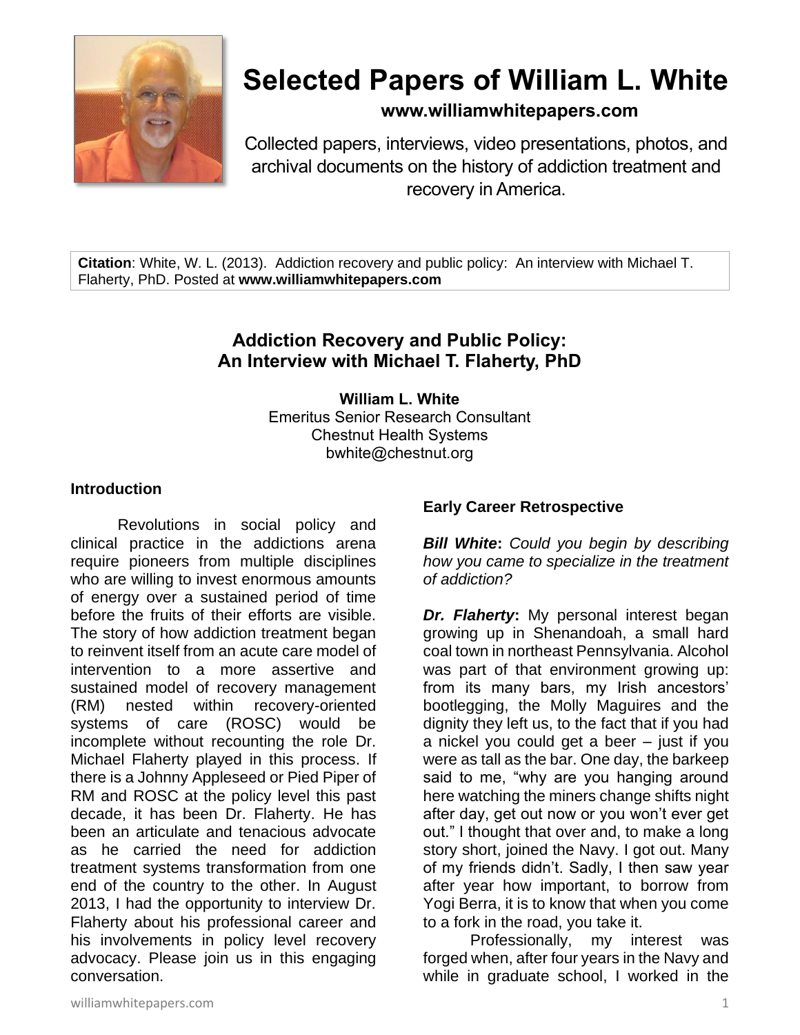# Selected Papers of William L. White

**www.williamwhitepapers.com**

Collected papers, interviews, video presentations, photos, and archival documents on the history of addiction treatment and recovery in America.

**Citation**: White, W. L. (2013). Addiction recovery and public policy: An interview with Michael T. Flaherty, PhD. Posted at **www.williamwhitepapers.com**

## Addiction Recovery and Public Policy: An Interview with Michael T. Flaherty, PhD

**William L. White**
Emeritus Senior Research Consultant
Chestnut Health Systems
bwhite@chestnut.org

### Introduction

Revolutions in social policy and clinical practice in the addictions arena require pioneers from multiple disciplines who are willing to invest enormous amounts of energy over a sustained period of time before the fruits of their efforts are visible. The story of how addiction treatment began to reinvent itself from an acute care model of intervention to a more assertive and sustained model of recovery management (RM) nested within recovery-oriented systems of care (ROSC) would be incomplete without recounting the role Dr. Michael Flaherty played in this process. If there is a Johnny Appleseed or Pied Piper of RM and ROSC at the policy level this past decade, it has been Dr. Flaherty. He has been an articulate and tenacious advocate as he carried the need for addiction treatment systems transformation from one end of the country to the other. In August 2013, I had the opportunity to interview Dr. Flaherty about his professional career and his involvements in policy level recovery advocacy. Please join us in this engaging conversation.

### Early Career Retrospective

***Bill White**: Could you begin by describing how you came to specialize in the treatment of addiction?*

***Dr. Flaherty***: My personal interest began growing up in Shenandoah, a small hard coal town in northeast Pennsylvania. Alcohol was part of that environment growing up: from its many bars, my Irish ancestors' bootlegging, the Molly Maguires and the dignity they left us, to the fact that if you had a nickel you could get a beer – just if you were as tall as the bar. One day, the barkeep said to me, "why are you hanging around here watching the miners change shifts night after day, get out now or you won't ever get out." I thought that over and, to make a long story short, joined the Navy. I got out. Many of my friends didn't. Sadly, I then saw year after year how important, to borrow from Yogi Berra, it is to know that when you come to a fork in the road, you take it.

Professionally, my interest was forged when, after four years in the Navy and while in graduate school, I worked in the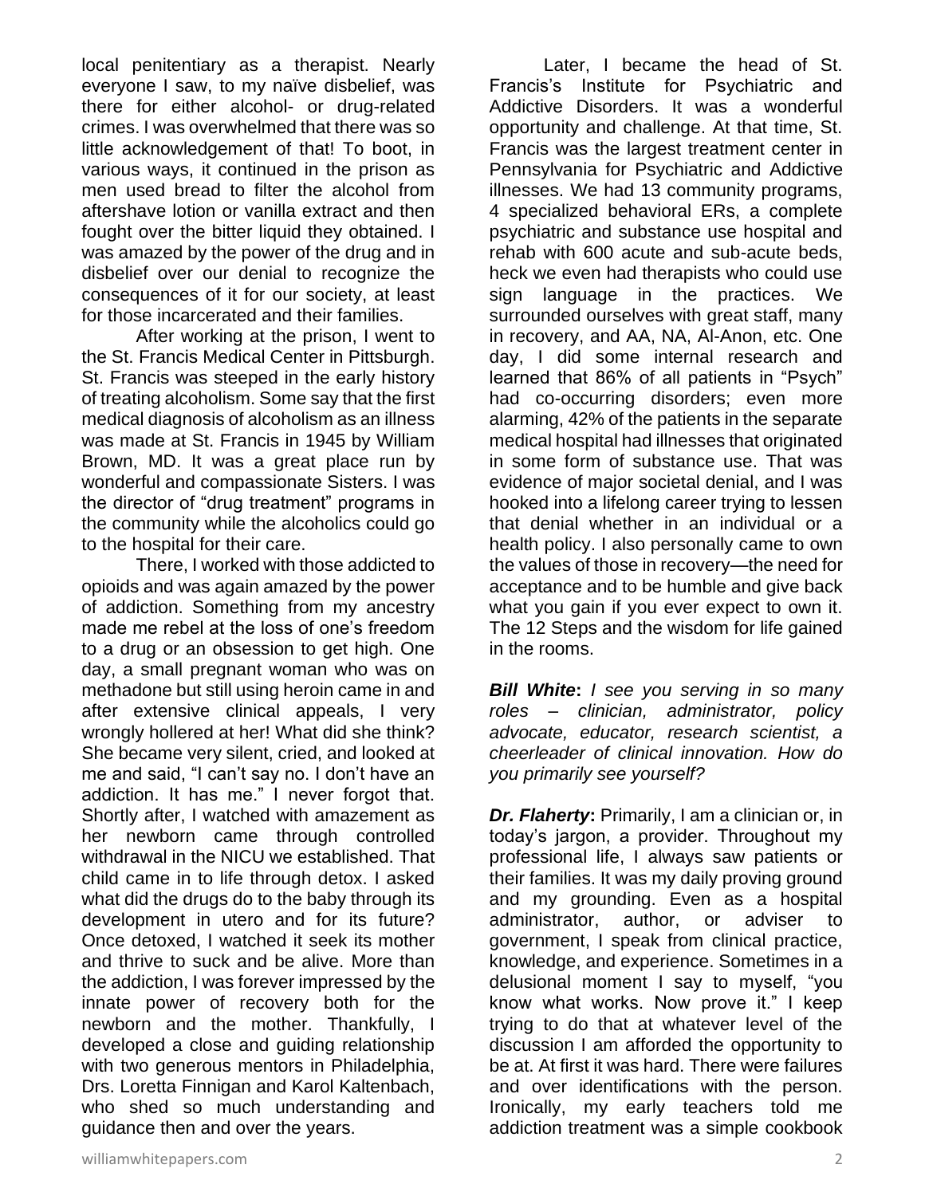local penitentiary as a therapist. Nearly everyone I saw, to my naïve disbelief, was there for either alcohol- or drug-related crimes. I was overwhelmed that there was so little acknowledgement of that! To boot, in various ways, it continued in the prison as men used bread to filter the alcohol from aftershave lotion or vanilla extract and then fought over the bitter liquid they obtained. I was amazed by the power of the drug and in disbelief over our denial to recognize the consequences of it for our society, at least for those incarcerated and their families.

After working at the prison, I went to the St. Francis Medical Center in Pittsburgh. St. Francis was steeped in the early history of treating alcoholism. Some say that the first medical diagnosis of alcoholism as an illness was made at St. Francis in 1945 by William Brown, MD. It was a great place run by wonderful and compassionate Sisters. I was the director of "drug treatment" programs in the community while the alcoholics could go to the hospital for their care.

There, I worked with those addicted to opioids and was again amazed by the power of addiction. Something from my ancestry made me rebel at the loss of one's freedom to a drug or an obsession to get high. One day, a small pregnant woman who was on methadone but still using heroin came in and after extensive clinical appeals, I very wrongly hollered at her! What did she think? She became very silent, cried, and looked at me and said, "I can't say no. I don't have an addiction. It has me." I never forgot that. Shortly after, I watched with amazement as her newborn came through controlled withdrawal in the NICU we established. That child came in to life through detox. I asked what did the drugs do to the baby through its development in utero and for its future? Once detoxed, I watched it seek its mother and thrive to suck and be alive. More than the addiction, I was forever impressed by the innate power of recovery both for the newborn and the mother. Thankfully, I developed a close and guiding relationship with two generous mentors in Philadelphia, Drs. Loretta Finnigan and Karol Kaltenbach, who shed so much understanding and guidance then and over the years.

Later, I became the head of St. Francis's Institute for Psychiatric and Addictive Disorders. It was a wonderful opportunity and challenge. At that time, St. Francis was the largest treatment center in Pennsylvania for Psychiatric and Addictive illnesses. We had 13 community programs, 4 specialized behavioral ERs, a complete psychiatric and substance use hospital and rehab with 600 acute and sub-acute beds, heck we even had therapists who could use sign language in the practices. We surrounded ourselves with great staff, many in recovery, and AA, NA, Al-Anon, etc. One day, I did some internal research and learned that 86% of all patients in "Psych" had co-occurring disorders; even more alarming, 42% of the patients in the separate medical hospital had illnesses that originated in some form of substance use. That was evidence of major societal denial, and I was hooked into a lifelong career trying to lessen that denial whether in an individual or a health policy. I also personally came to own the values of those in recovery—the need for acceptance and to be humble and give back what you gain if you ever expect to own it. The 12 Steps and the wisdom for life gained in the rooms.

***Bill White*:** *I see you serving in so many roles – clinician, administrator, policy advocate, educator, research scientist, a cheerleader of clinical innovation. How do you primarily see yourself?*

***Dr. Flaherty*:** Primarily, I am a clinician or, in today's jargon, a provider. Throughout my professional life, I always saw patients or their families. It was my daily proving ground and my grounding. Even as a hospital administrator, author, or adviser to government, I speak from clinical practice, knowledge, and experience. Sometimes in a delusional moment I say to myself, "you know what works. Now prove it." I keep trying to do that at whatever level of the discussion I am afforded the opportunity to be at. At first it was hard. There were failures and over identifications with the person. Ironically, my early teachers told me addiction treatment was a simple cookbook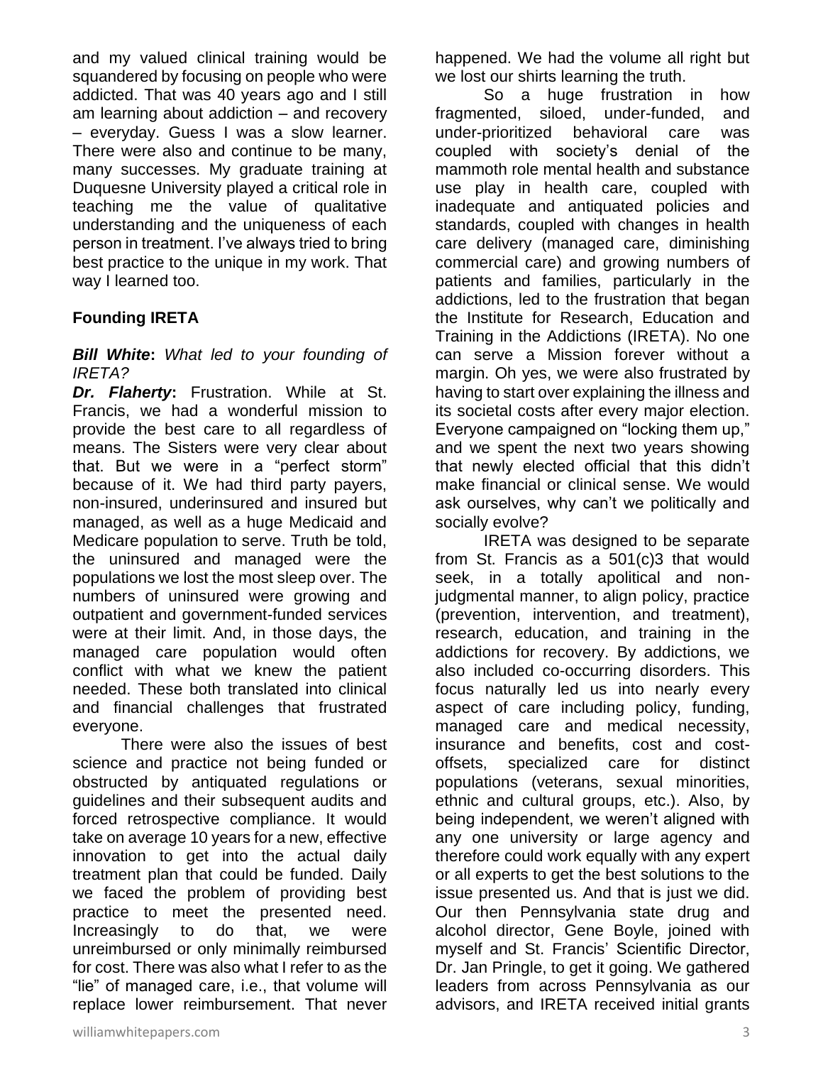and my valued clinical training would be squandered by focusing on people who were addicted. That was 40 years ago and I still am learning about addiction – and recovery – everyday. Guess I was a slow learner. There were also and continue to be many, many successes. My graduate training at Duquesne University played a critical role in teaching me the value of qualitative understanding and the uniqueness of each person in treatment. I've always tried to bring best practice to the unique in my work. That way I learned too.

## Founding IRETA

***Bill White***: *What led to your founding of IRETA?*

***Dr. Flaherty***: Frustration. While at St. Francis, we had a wonderful mission to provide the best care to all regardless of means. The Sisters were very clear about that. But we were in a "perfect storm" because of it. We had third party payers, non-insured, underinsured and insured but managed, as well as a huge Medicaid and Medicare population to serve. Truth be told, the uninsured and managed were the populations we lost the most sleep over. The numbers of uninsured were growing and outpatient and government-funded services were at their limit. And, in those days, the managed care population would often conflict with what we knew the patient needed. These both translated into clinical and financial challenges that frustrated everyone.

There were also the issues of best science and practice not being funded or obstructed by antiquated regulations or guidelines and their subsequent audits and forced retrospective compliance. It would take on average 10 years for a new, effective innovation to get into the actual daily treatment plan that could be funded. Daily we faced the problem of providing best practice to meet the presented need. Increasingly to do that, we were unreimbursed or only minimally reimbursed for cost. There was also what I refer to as the "lie" of managed care, i.e., that volume will replace lower reimbursement. That never happened. We had the volume all right but we lost our shirts learning the truth.

So a huge frustration in how fragmented, siloed, under-funded, and under-prioritized behavioral care was coupled with society's denial of the mammoth role mental health and substance use play in health care, coupled with inadequate and antiquated policies and standards, coupled with changes in health care delivery (managed care, diminishing commercial care) and growing numbers of patients and families, particularly in the addictions, led to the frustration that began the Institute for Research, Education and Training in the Addictions (IRETA). No one can serve a Mission forever without a margin. Oh yes, we were also frustrated by having to start over explaining the illness and its societal costs after every major election. Everyone campaigned on "locking them up," and we spent the next two years showing that newly elected official that this didn't make financial or clinical sense. We would ask ourselves, why can't we politically and socially evolve?

IRETA was designed to be separate from St. Francis as a 501(c)3 that would seek, in a totally apolitical and non-judgmental manner, to align policy, practice (prevention, intervention, and treatment), research, education, and training in the addictions for recovery. By addictions, we also included co-occurring disorders. This focus naturally led us into nearly every aspect of care including policy, funding, managed care and medical necessity, insurance and benefits, cost and cost-offsets, specialized care for distinct populations (veterans, sexual minorities, ethnic and cultural groups, etc.). Also, by being independent, we weren't aligned with any one university or large agency and therefore could work equally with any expert or all experts to get the best solutions to the issue presented us. And that is just we did. Our then Pennsylvania state drug and alcohol director, Gene Boyle, joined with myself and St. Francis' Scientific Director, Dr. Jan Pringle, to get it going. We gathered leaders from across Pennsylvania as our advisors, and IRETA received initial grants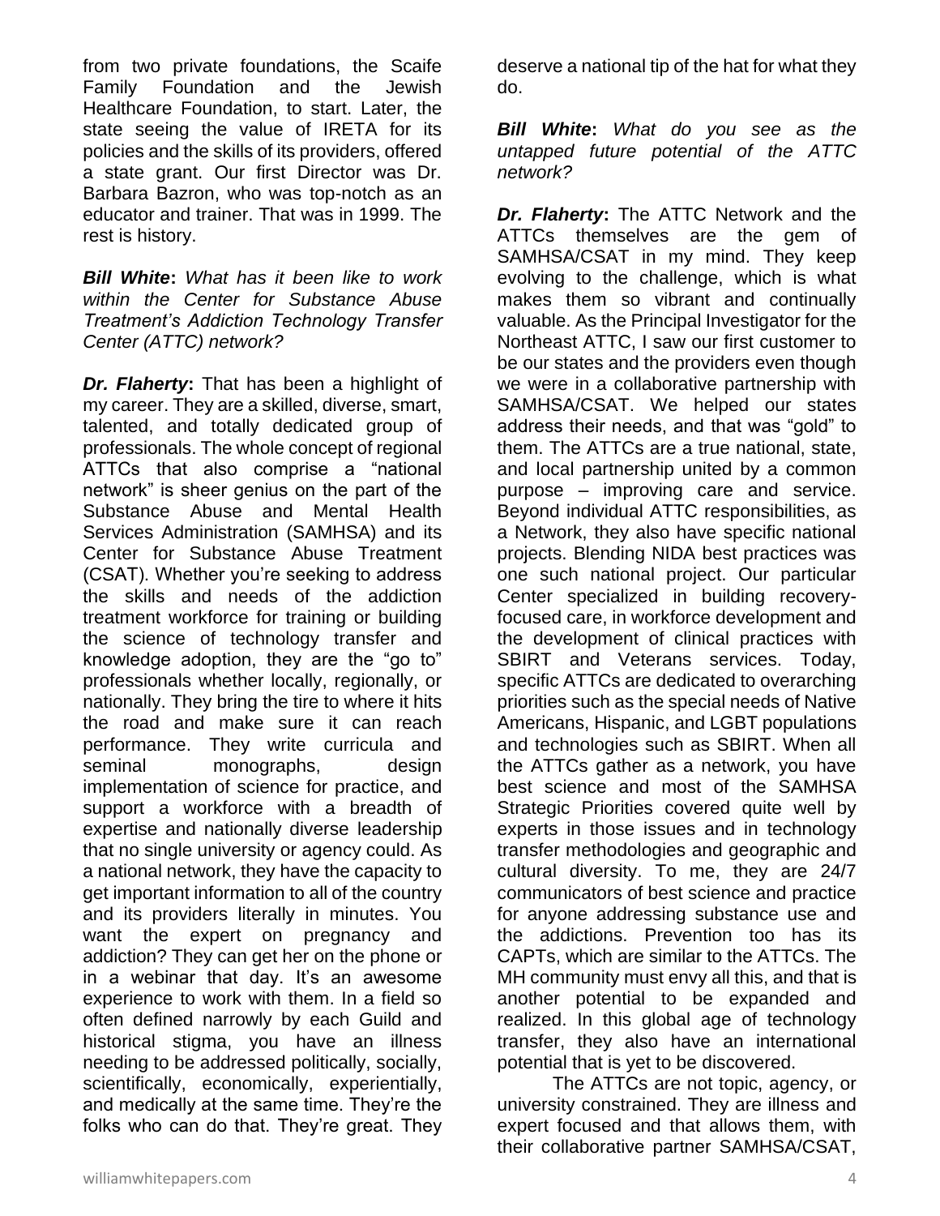from two private foundations, the Scaife Family Foundation and the Jewish Healthcare Foundation, to start. Later, the state seeing the value of IRETA for its policies and the skills of its providers, offered a state grant. Our first Director was Dr. Barbara Bazron, who was top-notch as an educator and trainer. That was in 1999. The rest is history.

***Bill White*:** *What has it been like to work within the Center for Substance Abuse Treatment's Addiction Technology Transfer Center (ATTC) network?*

***Dr. Flaherty*:** That has been a highlight of my career. They are a skilled, diverse, smart, talented, and totally dedicated group of professionals. The whole concept of regional ATTCs that also comprise a "national network" is sheer genius on the part of the Substance Abuse and Mental Health Services Administration (SAMHSA) and its Center for Substance Abuse Treatment (CSAT). Whether you're seeking to address the skills and needs of the addiction treatment workforce for training or building the science of technology transfer and knowledge adoption, they are the "go to" professionals whether locally, regionally, or nationally. They bring the tire to where it hits the road and make sure it can reach performance. They write curricula and seminal monographs, design implementation of science for practice, and support a workforce with a breadth of expertise and nationally diverse leadership that no single university or agency could. As a national network, they have the capacity to get important information to all of the country and its providers literally in minutes. You want the expert on pregnancy and addiction? They can get her on the phone or in a webinar that day. It's an awesome experience to work with them. In a field so often defined narrowly by each Guild and historical stigma, you have an illness needing to be addressed politically, socially, scientifically, economically, experientially, and medically at the same time. They're the folks who can do that. They're great. They deserve a national tip of the hat for what they do.

***Bill White*:** *What do you see as the untapped future potential of the ATTC network?*

***Dr. Flaherty*:** The ATTC Network and the ATTCs themselves are the gem of SAMHSA/CSAT in my mind. They keep evolving to the challenge, which is what makes them so vibrant and continually valuable. As the Principal Investigator for the Northeast ATTC, I saw our first customer to be our states and the providers even though we were in a collaborative partnership with SAMHSA/CSAT. We helped our states address their needs, and that was "gold" to them. The ATTCs are a true national, state, and local partnership united by a common purpose – improving care and service. Beyond individual ATTC responsibilities, as a Network, they also have specific national projects. Blending NIDA best practices was one such national project. Our particular Center specialized in building recovery-focused care, in workforce development and the development of clinical practices with SBIRT and Veterans services. Today, specific ATTCs are dedicated to overarching priorities such as the special needs of Native Americans, Hispanic, and LGBT populations and technologies such as SBIRT. When all the ATTCs gather as a network, you have best science and most of the SAMHSA Strategic Priorities covered quite well by experts in those issues and in technology transfer methodologies and geographic and cultural diversity. To me, they are 24/7 communicators of best science and practice for anyone addressing substance use and the addictions. Prevention too has its CAPTs, which are similar to the ATTCs. The MH community must envy all this, and that is another potential to be expanded and realized. In this global age of technology transfer, they also have an international potential that is yet to be discovered.

The ATTCs are not topic, agency, or university constrained. They are illness and expert focused and that allows them, with their collaborative partner SAMHSA/CSAT,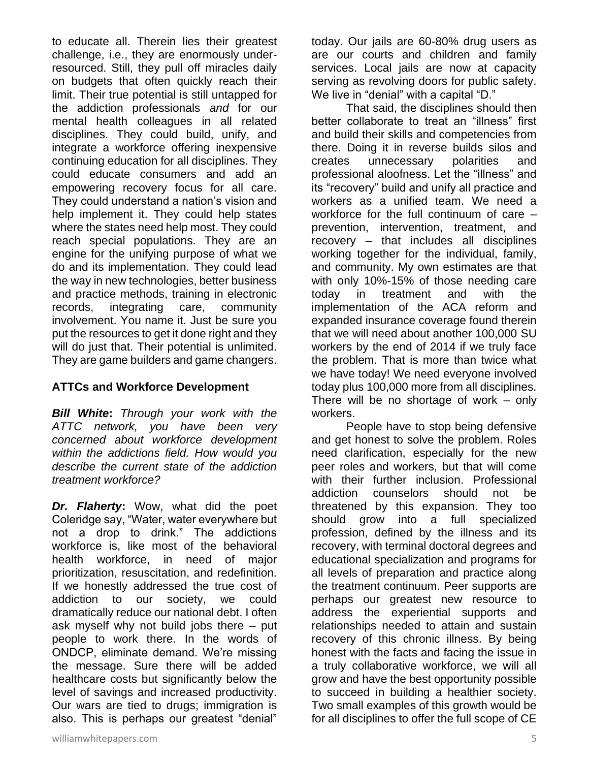to educate all. Therein lies their greatest challenge, i.e., they are enormously under-resourced. Still, they pull off miracles daily on budgets that often quickly reach their limit. Their true potential is still untapped for the addiction professionals *and* for our mental health colleagues in all related disciplines. They could build, unify, and integrate a workforce offering inexpensive continuing education for all disciplines. They could educate consumers and add an empowering recovery focus for all care. They could understand a nation's vision and help implement it. They could help states where the states need help most. They could reach special populations. They are an engine for the unifying purpose of what we do and its implementation. They could lead the way in new technologies, better business and practice methods, training in electronic records, integrating care, community involvement. You name it. Just be sure you put the resources to get it done right and they will do just that. Their potential is unlimited. They are game builders and game changers.

**ATTCs and Workforce Development**

***Bill White***: *Through your work with the ATTC network, you have been very concerned about workforce development within the addictions field. How would you describe the current state of the addiction treatment workforce?*

***Dr. Flaherty***: Wow, what did the poet Coleridge say, "Water, water everywhere but not a drop to drink." The addictions workforce is, like most of the behavioral health workforce, in need of major prioritization, resuscitation, and redefinition. If we honestly addressed the true cost of addiction to our society, we could dramatically reduce our national debt. I often ask myself why not build jobs there – put people to work there. In the words of ONDCP, eliminate demand. We're missing the message. Sure there will be added healthcare costs but significantly below the level of savings and increased productivity. Our wars are tied to drugs; immigration is also. This is perhaps our greatest "denial" today. Our jails are 60-80% drug users as are our courts and children and family services. Local jails are now at capacity serving as revolving doors for public safety. We live in "denial" with a capital "D."

That said, the disciplines should then better collaborate to treat an "illness" first and build their skills and competencies from there. Doing it in reverse builds silos and creates unnecessary polarities and professional aloofness. Let the "illness" and its "recovery" build and unify all practice and workers as a unified team. We need a workforce for the full continuum of care – prevention, intervention, treatment, and recovery – that includes all disciplines working together for the individual, family, and community. My own estimates are that with only 10%-15% of those needing care today in treatment and with the implementation of the ACA reform and expanded insurance coverage found therein that we will need about another 100,000 SU workers by the end of 2014 if we truly face the problem. That is more than twice what we have today! We need everyone involved today plus 100,000 more from all disciplines. There will be no shortage of work – only workers.

People have to stop being defensive and get honest to solve the problem. Roles need clarification, especially for the new peer roles and workers, but that will come with their further inclusion. Professional addiction counselors should not be threatened by this expansion. They too should grow into a full specialized profession, defined by the illness and its recovery, with terminal doctoral degrees and educational specialization and programs for all levels of preparation and practice along the treatment continuum. Peer supports are perhaps our greatest new resource to address the experiential supports and relationships needed to attain and sustain recovery of this chronic illness. By being honest with the facts and facing the issue in a truly collaborative workforce, we will all grow and have the best opportunity possible to succeed in building a healthier society. Two small examples of this growth would be for all disciplines to offer the full scope of CE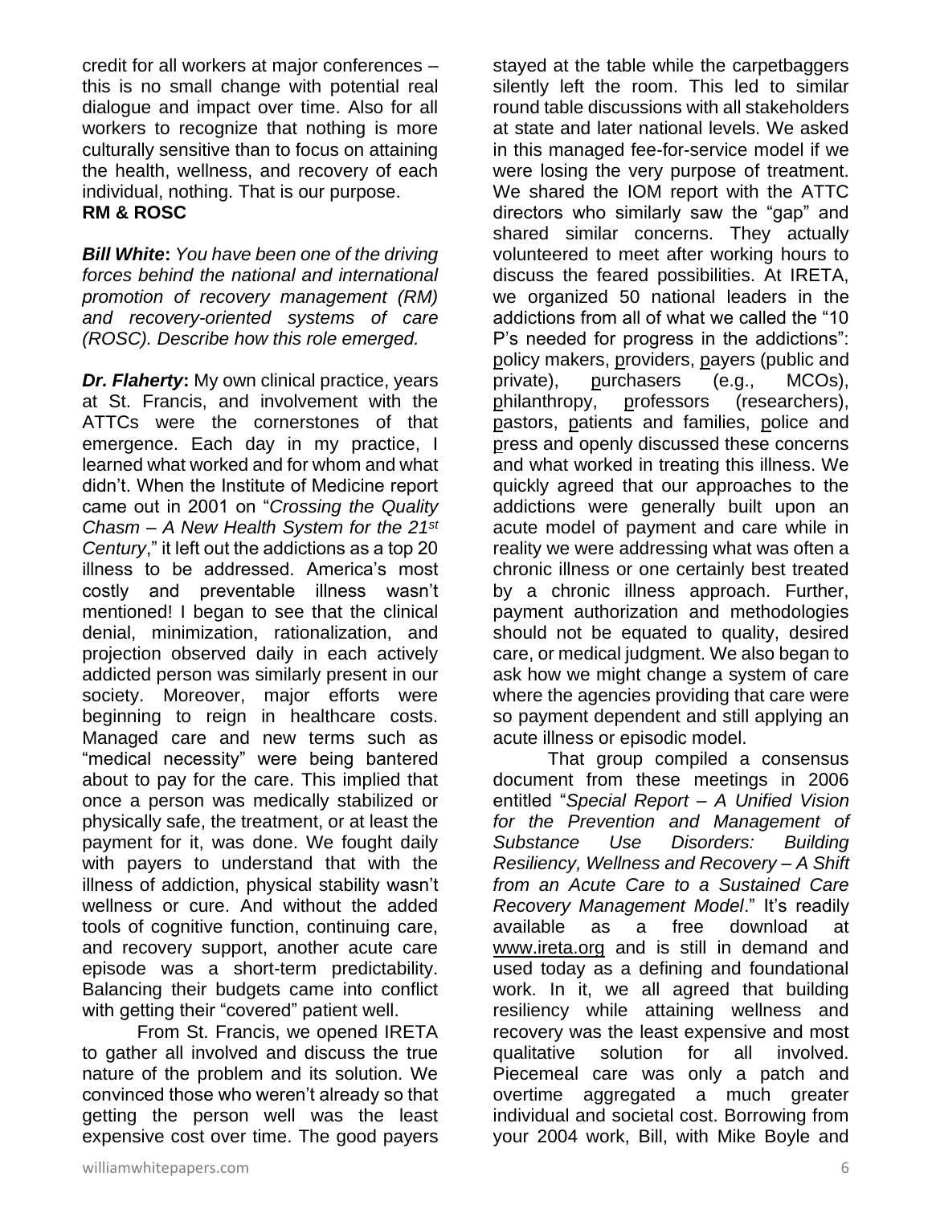credit for all workers at major conferences – this is no small change with potential real dialogue and impact over time. Also for all workers to recognize that nothing is more culturally sensitive than to focus on attaining the health, wellness, and recovery of each individual, nothing. That is our purpose.

**RM & ROSC**

***Bill White**: You have been one of the driving forces behind the national and international promotion of recovery management (RM) and recovery-oriented systems of care (ROSC). Describe how this role emerged.*

***Dr. Flaherty*:** My own clinical practice, years at St. Francis, and involvement with the ATTCs were the cornerstones of that emergence. Each day in my practice, I learned what worked and for whom and what didn't. When the Institute of Medicine report came out in 2001 on "*Crossing the Quality Chasm – A New Health System for the 21st Century*," it left out the addictions as a top 20 illness to be addressed. America's most costly and preventable illness wasn't mentioned! I began to see that the clinical denial, minimization, rationalization, and projection observed daily in each actively addicted person was similarly present in our society. Moreover, major efforts were beginning to reign in healthcare costs. Managed care and new terms such as "medical necessity" were being bantered about to pay for the care. This implied that once a person was medically stabilized or physically safe, the treatment, or at least the payment for it, was done. We fought daily with payers to understand that with the illness of addiction, physical stability wasn't wellness or cure. And without the added tools of cognitive function, continuing care, and recovery support, another acute care episode was a short-term predictability. Balancing their budgets came into conflict with getting their "covered" patient well.

From St. Francis, we opened IRETA to gather all involved and discuss the true nature of the problem and its solution. We convinced those who weren't already so that getting the person well was the least expensive cost over time. The good payers stayed at the table while the carpetbaggers silently left the room. This led to similar round table discussions with all stakeholders at state and later national levels. We asked in this managed fee-for-service model if we were losing the very purpose of treatment. We shared the IOM report with the ATTC directors who similarly saw the "gap" and shared similar concerns. They actually volunteered to meet after working hours to discuss the feared possibilities. At IRETA, we organized 50 national leaders in the addictions from all of what we called the "10 P's needed for progress in the addictions": policy makers, providers, payers (public and private), purchasers (e.g., MCOs), philanthropy, professors (researchers), pastors, patients and families, police and press and openly discussed these concerns and what worked in treating this illness. We quickly agreed that our approaches to the addictions were generally built upon an acute model of payment and care while in reality we were addressing what was often a chronic illness or one certainly best treated by a chronic illness approach. Further, payment authorization and methodologies should not be equated to quality, desired care, or medical judgment. We also began to ask how we might change a system of care where the agencies providing that care were so payment dependent and still applying an acute illness or episodic model.

That group compiled a consensus document from these meetings in 2006 entitled "*Special Report – A Unified Vision for the Prevention and Management of Substance Use Disorders: Building Resiliency, Wellness and Recovery – A Shift from an Acute Care to a Sustained Care Recovery Management Model*." It's readily available as a free download at www.ireta.org and is still in demand and used today as a defining and foundational work. In it, we all agreed that building resiliency while attaining wellness and recovery was the least expensive and most qualitative solution for all involved. Piecemeal care was only a patch and overtime aggregated a much greater individual and societal cost. Borrowing from your 2004 work, Bill, with Mike Boyle and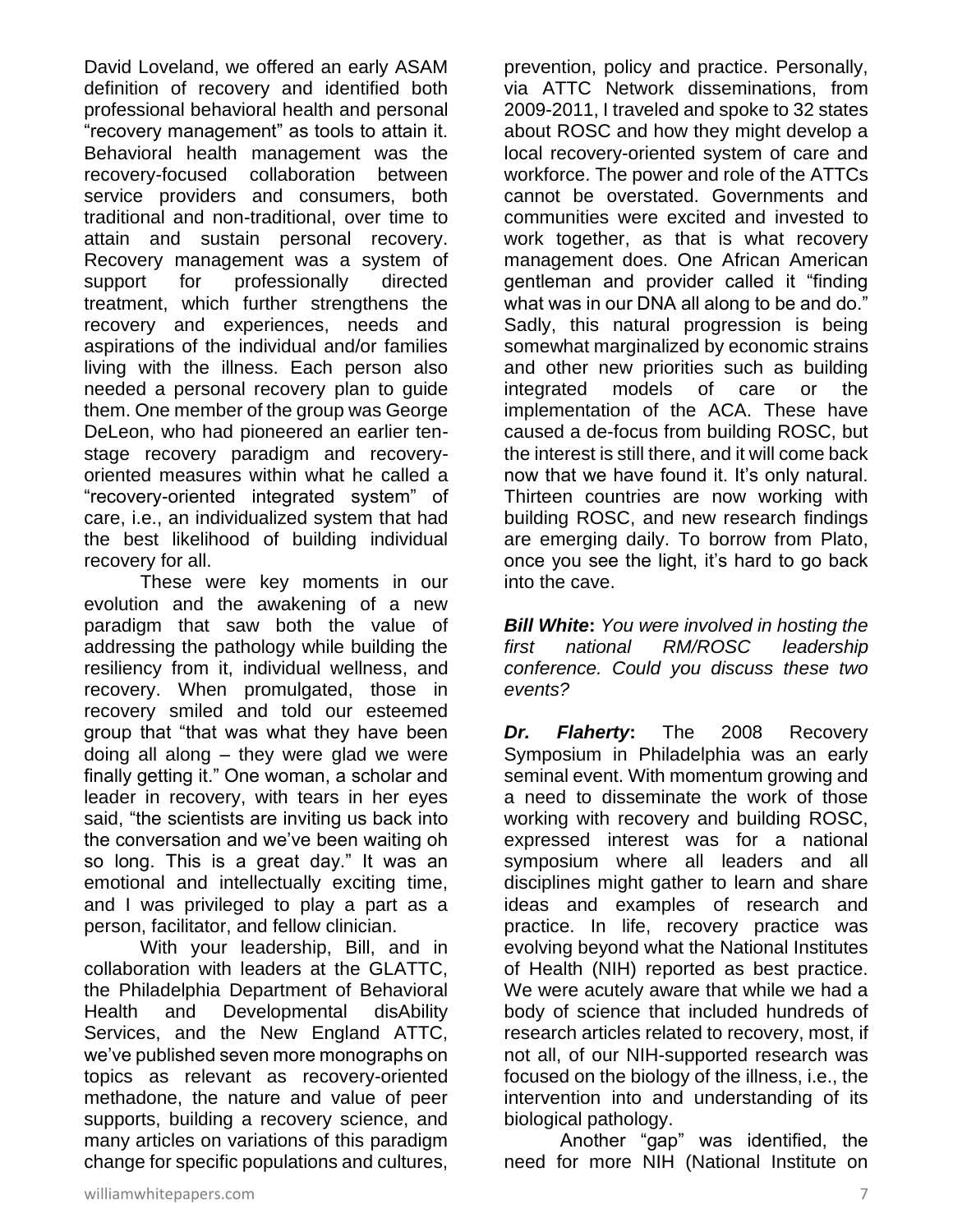David Loveland, we offered an early ASAM definition of recovery and identified both professional behavioral health and personal "recovery management" as tools to attain it. Behavioral health management was the recovery-focused collaboration between service providers and consumers, both traditional and non-traditional, over time to attain and sustain personal recovery. Recovery management was a system of support for professionally directed treatment, which further strengthens the recovery and experiences, needs and aspirations of the individual and/or families living with the illness. Each person also needed a personal recovery plan to guide them. One member of the group was George DeLeon, who had pioneered an earlier ten-stage recovery paradigm and recovery-oriented measures within what he called a "recovery-oriented integrated system" of care, i.e., an individualized system that had the best likelihood of building individual recovery for all.

These were key moments in our evolution and the awakening of a new paradigm that saw both the value of addressing the pathology while building the resiliency from it, individual wellness, and recovery. When promulgated, those in recovery smiled and told our esteemed group that "that was what they have been doing all along – they were glad we were finally getting it." One woman, a scholar and leader in recovery, with tears in her eyes said, "the scientists are inviting us back into the conversation and we've been waiting oh so long. This is a great day." It was an emotional and intellectually exciting time, and I was privileged to play a part as a person, facilitator, and fellow clinician.

With your leadership, Bill, and in collaboration with leaders at the GLATTC, the Philadelphia Department of Behavioral Health and Developmental disAbility Services, and the New England ATTC, we've published seven more monographs on topics as relevant as recovery-oriented methadone, the nature and value of peer supports, building a recovery science, and many articles on variations of this paradigm change for specific populations and cultures, prevention, policy and practice. Personally, via ATTC Network disseminations, from 2009-2011, I traveled and spoke to 32 states about ROSC and how they might develop a local recovery-oriented system of care and workforce. The power and role of the ATTCs cannot be overstated. Governments and communities were excited and invested to work together, as that is what recovery management does. One African American gentleman and provider called it "finding what was in our DNA all along to be and do." Sadly, this natural progression is being somewhat marginalized by economic strains and other new priorities such as building integrated models of care or the implementation of the ACA. These have caused a de-focus from building ROSC, but the interest is still there, and it will come back now that we have found it. It's only natural. Thirteen countries are now working with building ROSC, and new research findings are emerging daily. To borrow from Plato, once you see the light, it's hard to go back into the cave.

***Bill White**: You were involved in hosting the first national RM/ROSC leadership conference. Could you discuss these two events?*

***Dr. Flaherty*:** The 2008 Recovery Symposium in Philadelphia was an early seminal event. With momentum growing and a need to disseminate the work of those working with recovery and building ROSC, expressed interest was for a national symposium where all leaders and all disciplines might gather to learn and share ideas and examples of research and practice. In life, recovery practice was evolving beyond what the National Institutes of Health (NIH) reported as best practice. We were acutely aware that while we had a body of science that included hundreds of research articles related to recovery, most, if not all, of our NIH-supported research was focused on the biology of the illness, i.e., the intervention into and understanding of its biological pathology.

Another "gap" was identified, the need for more NIH (National Institute on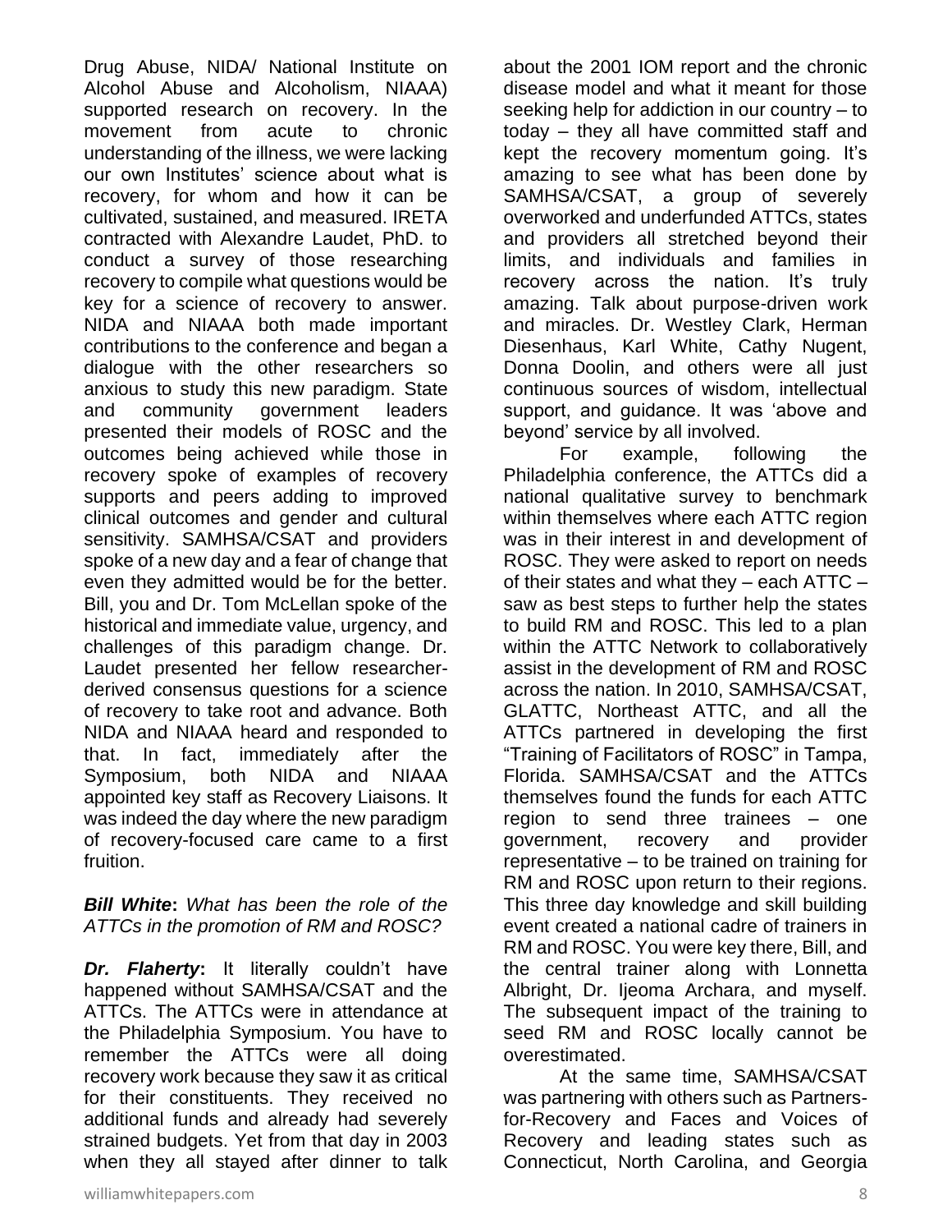Drug Abuse, NIDA/ National Institute on Alcohol Abuse and Alcoholism, NIAAA) supported research on recovery. In the movement from acute to chronic understanding of the illness, we were lacking our own Institutes' science about what is recovery, for whom and how it can be cultivated, sustained, and measured. IRETA contracted with Alexandre Laudet, PhD. to conduct a survey of those researching recovery to compile what questions would be key for a science of recovery to answer. NIDA and NIAAA both made important contributions to the conference and began a dialogue with the other researchers so anxious to study this new paradigm. State and community government leaders presented their models of ROSC and the outcomes being achieved while those in recovery spoke of examples of recovery supports and peers adding to improved clinical outcomes and gender and cultural sensitivity. SAMHSA/CSAT and providers spoke of a new day and a fear of change that even they admitted would be for the better. Bill, you and Dr. Tom McLellan spoke of the historical and immediate value, urgency, and challenges of this paradigm change. Dr. Laudet presented her fellow researcher-derived consensus questions for a science of recovery to take root and advance. Both NIDA and NIAAA heard and responded to that. In fact, immediately after the Symposium, both NIDA and NIAAA appointed key staff as Recovery Liaisons. It was indeed the day where the new paradigm of recovery-focused care came to a first fruition.

***Bill White**: What has been the role of the ATTCs in the promotion of RM and ROSC?*

***Dr. Flaherty*:** It literally couldn't have happened without SAMHSA/CSAT and the ATTCs. The ATTCs were in attendance at the Philadelphia Symposium. You have to remember the ATTCs were all doing recovery work because they saw it as critical for their constituents. They received no additional funds and already had severely strained budgets. Yet from that day in 2003 when they all stayed after dinner to talk about the 2001 IOM report and the chronic disease model and what it meant for those seeking help for addiction in our country – to today – they all have committed staff and kept the recovery momentum going. It's amazing to see what has been done by SAMHSA/CSAT, a group of severely overworked and underfunded ATTCs, states and providers all stretched beyond their limits, and individuals and families in recovery across the nation. It's truly amazing. Talk about purpose-driven work and miracles. Dr. Westley Clark, Herman Diesenhaus, Karl White, Cathy Nugent, Donna Doolin, and others were all just continuous sources of wisdom, intellectual support, and guidance. It was 'above and beyond' service by all involved.

For example, following the Philadelphia conference, the ATTCs did a national qualitative survey to benchmark within themselves where each ATTC region was in their interest in and development of ROSC. They were asked to report on needs of their states and what they – each ATTC – saw as best steps to further help the states to build RM and ROSC. This led to a plan within the ATTC Network to collaboratively assist in the development of RM and ROSC across the nation. In 2010, SAMHSA/CSAT, GLATTC, Northeast ATTC, and all the ATTCs partnered in developing the first "Training of Facilitators of ROSC" in Tampa, Florida. SAMHSA/CSAT and the ATTCs themselves found the funds for each ATTC region to send three trainees – one government, recovery and provider representative – to be trained on training for RM and ROSC upon return to their regions. This three day knowledge and skill building event created a national cadre of trainers in RM and ROSC. You were key there, Bill, and the central trainer along with Lonnetta Albright, Dr. Ijeoma Archara, and myself. The subsequent impact of the training to seed RM and ROSC locally cannot be overestimated.

At the same time, SAMHSA/CSAT was partnering with others such as Partners-for-Recovery and Faces and Voices of Recovery and leading states such as Connecticut, North Carolina, and Georgia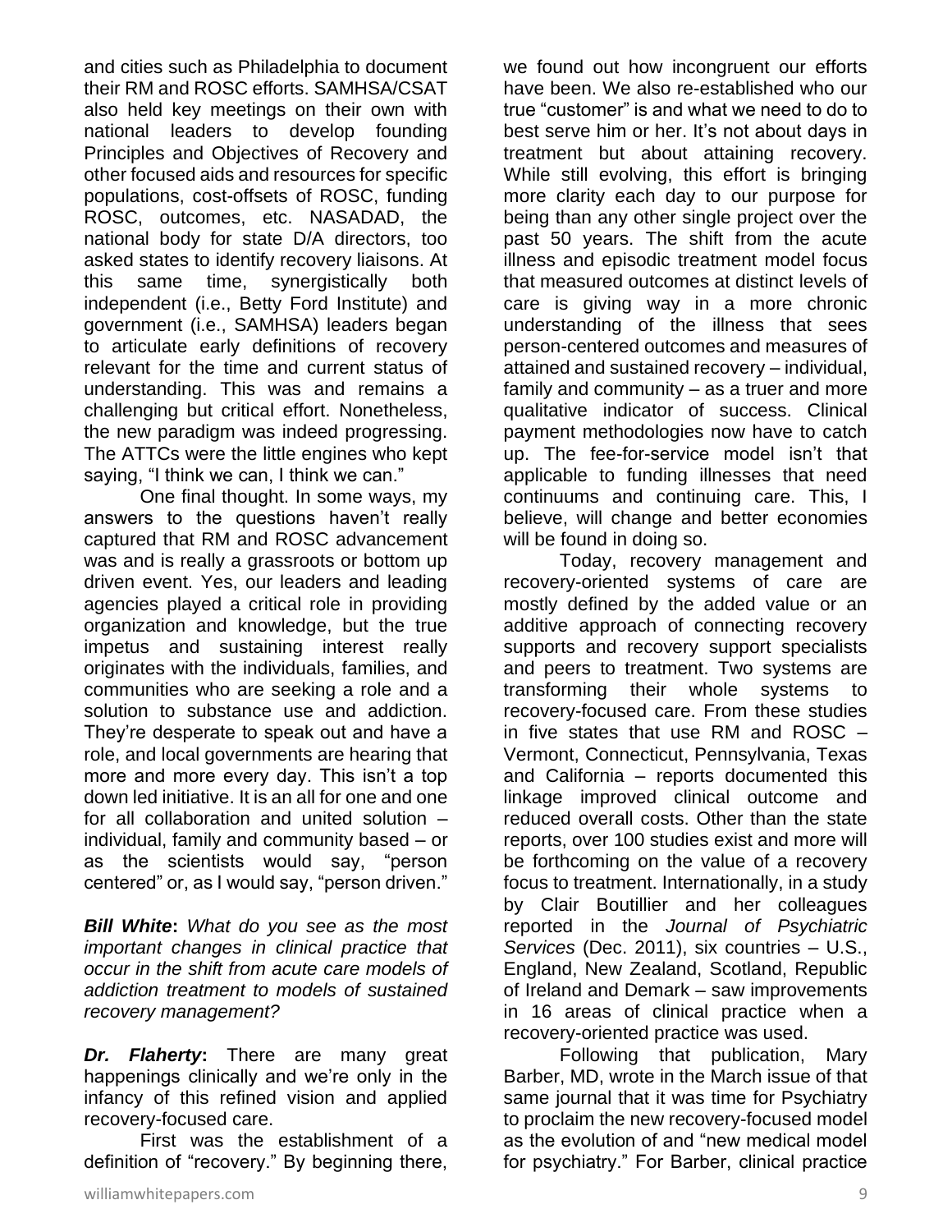and cities such as Philadelphia to document their RM and ROSC efforts. SAMHSA/CSAT also held key meetings on their own with national leaders to develop founding Principles and Objectives of Recovery and other focused aids and resources for specific populations, cost-offsets of ROSC, funding ROSC, outcomes, etc. NASADAD, the national body for state D/A directors, too asked states to identify recovery liaisons. At this same time, synergistically both independent (i.e., Betty Ford Institute) and government (i.e., SAMHSA) leaders began to articulate early definitions of recovery relevant for the time and current status of understanding. This was and remains a challenging but critical effort. Nonetheless, the new paradigm was indeed progressing. The ATTCs were the little engines who kept saying, "I think we can, I think we can."

One final thought. In some ways, my answers to the questions haven't really captured that RM and ROSC advancement was and is really a grassroots or bottom up driven event. Yes, our leaders and leading agencies played a critical role in providing organization and knowledge, but the true impetus and sustaining interest really originates with the individuals, families, and communities who are seeking a role and a solution to substance use and addiction. They're desperate to speak out and have a role, and local governments are hearing that more and more every day. This isn't a top down led initiative. It is an all for one and one for all collaboration and united solution – individual, family and community based – or as the scientists would say, "person centered" or, as I would say, "person driven."

***Bill White**: What do you see as the most important changes in clinical practice that occur in the shift from acute care models of addiction treatment to models of sustained recovery management?*

***Dr. Flaherty***: There are many great happenings clinically and we're only in the infancy of this refined vision and applied recovery-focused care.

First was the establishment of a definition of "recovery." By beginning there, we found out how incongruent our efforts have been. We also re-established who our true "customer" is and what we need to do to best serve him or her. It's not about days in treatment but about attaining recovery. While still evolving, this effort is bringing more clarity each day to our purpose for being than any other single project over the past 50 years. The shift from the acute illness and episodic treatment model focus that measured outcomes at distinct levels of care is giving way in a more chronic understanding of the illness that sees person-centered outcomes and measures of attained and sustained recovery – individual, family and community – as a truer and more qualitative indicator of success. Clinical payment methodologies now have to catch up. The fee-for-service model isn't that applicable to funding illnesses that need continuums and continuing care. This, I believe, will change and better economies will be found in doing so.

Today, recovery management and recovery-oriented systems of care are mostly defined by the added value or an additive approach of connecting recovery supports and recovery support specialists and peers to treatment. Two systems are transforming their whole systems to recovery-focused care. From these studies in five states that use RM and ROSC – Vermont, Connecticut, Pennsylvania, Texas and California – reports documented this linkage improved clinical outcome and reduced overall costs. Other than the state reports, over 100 studies exist and more will be forthcoming on the value of a recovery focus to treatment. Internationally, in a study by Clair Boutillier and her colleagues reported in the *Journal of Psychiatric Services* (Dec. 2011), six countries – U.S., England, New Zealand, Scotland, Republic of Ireland and Demark – saw improvements in 16 areas of clinical practice when a recovery-oriented practice was used.

Following that publication, Mary Barber, MD, wrote in the March issue of that same journal that it was time for Psychiatry to proclaim the new recovery-focused model as the evolution of and "new medical model for psychiatry." For Barber, clinical practice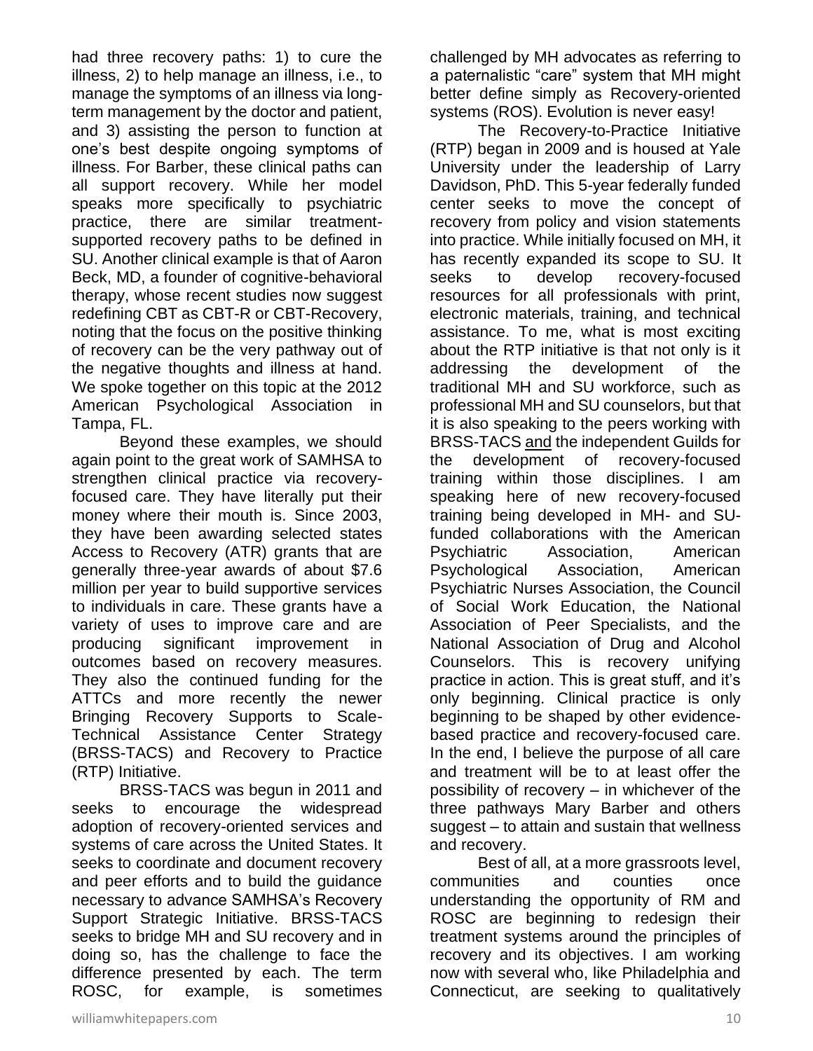had three recovery paths: 1) to cure the illness, 2) to help manage an illness, i.e., to manage the symptoms of an illness via long-term management by the doctor and patient, and 3) assisting the person to function at one's best despite ongoing symptoms of illness. For Barber, these clinical paths can all support recovery. While her model speaks more specifically to psychiatric practice, there are similar treatment-supported recovery paths to be defined in SU. Another clinical example is that of Aaron Beck, MD, a founder of cognitive-behavioral therapy, whose recent studies now suggest redefining CBT as CBT-R or CBT-Recovery, noting that the focus on the positive thinking of recovery can be the very pathway out of the negative thoughts and illness at hand. We spoke together on this topic at the 2012 American Psychological Association in Tampa, FL.

Beyond these examples, we should again point to the great work of SAMHSA to strengthen clinical practice via recovery-focused care. They have literally put their money where their mouth is. Since 2003, they have been awarding selected states Access to Recovery (ATR) grants that are generally three-year awards of about $7.6 million per year to build supportive services to individuals in care. These grants have a variety of uses to improve care and are producing significant improvement in outcomes based on recovery measures. They also the continued funding for the ATTCs and more recently the newer Bringing Recovery Supports to Scale-Technical Assistance Center Strategy (BRSS-TACS) and Recovery to Practice (RTP) Initiative.

BRSS-TACS was begun in 2011 and seeks to encourage the widespread adoption of recovery-oriented services and systems of care across the United States. It seeks to coordinate and document recovery and peer efforts and to build the guidance necessary to advance SAMHSA's Recovery Support Strategic Initiative. BRSS-TACS seeks to bridge MH and SU recovery and in doing so, has the challenge to face the difference presented by each. The term ROSC, for example, is sometimes challenged by MH advocates as referring to a paternalistic "care" system that MH might better define simply as Recovery-oriented systems (ROS). Evolution is never easy!

The Recovery-to-Practice Initiative (RTP) began in 2009 and is housed at Yale University under the leadership of Larry Davidson, PhD. This 5-year federally funded center seeks to move the concept of recovery from policy and vision statements into practice. While initially focused on MH, it has recently expanded its scope to SU. It seeks to develop recovery-focused resources for all professionals with print, electronic materials, training, and technical assistance. To me, what is most exciting about the RTP initiative is that not only is it addressing the development of the traditional MH and SU workforce, such as professional MH and SU counselors, but that it is also speaking to the peers working with BRSS-TACS <u>and</u> the independent Guilds for the development of recovery-focused training within those disciplines. I am speaking here of new recovery-focused training being developed in MH- and SU-funded collaborations with the American Psychiatric Association, American Psychological Association, American Psychiatric Nurses Association, the Council of Social Work Education, the National Association of Peer Specialists, and the National Association of Drug and Alcohol Counselors. This is recovery unifying practice in action. This is great stuff, and it's only beginning. Clinical practice is only beginning to be shaped by other evidence-based practice and recovery-focused care. In the end, I believe the purpose of all care and treatment will be to at least offer the possibility of recovery – in whichever of the three pathways Mary Barber and others suggest – to attain and sustain that wellness and recovery.

Best of all, at a more grassroots level, communities and counties once understanding the opportunity of RM and ROSC are beginning to redesign their treatment systems around the principles of recovery and its objectives. I am working now with several who, like Philadelphia and Connecticut, are seeking to qualitatively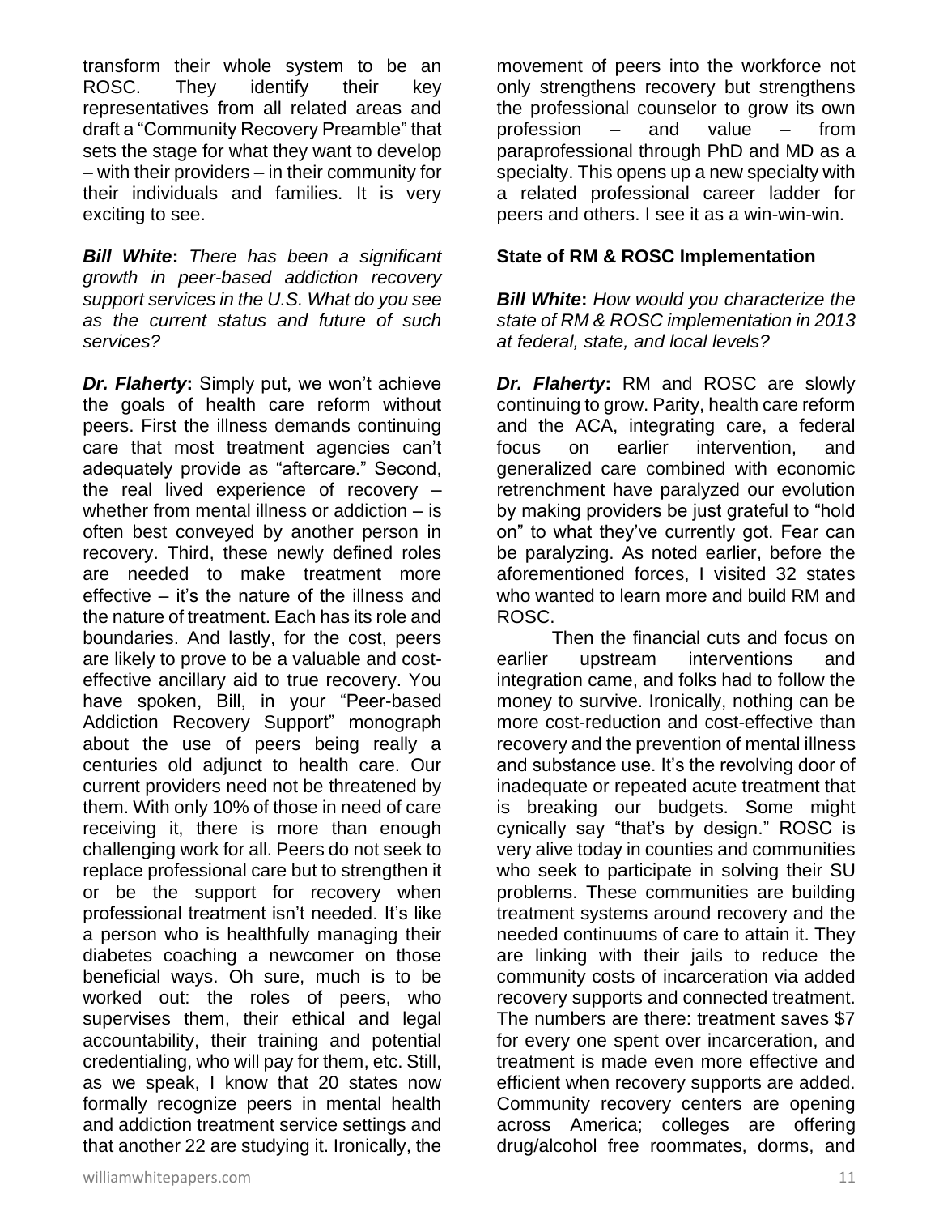transform their whole system to be an ROSC. They identify their key representatives from all related areas and draft a "Community Recovery Preamble" that sets the stage for what they want to develop – with their providers – in their community for their individuals and families. It is very exciting to see.

***Bill White*:** *There has been a significant growth in peer-based addiction recovery support services in the U.S. What do you see as the current status and future of such services?*

***Dr. Flaherty*:** Simply put, we won't achieve the goals of health care reform without peers. First the illness demands continuing care that most treatment agencies can't adequately provide as "aftercare." Second, the real lived experience of recovery – whether from mental illness or addiction – is often best conveyed by another person in recovery. Third, these newly defined roles are needed to make treatment more effective – it's the nature of the illness and the nature of treatment. Each has its role and boundaries. And lastly, for the cost, peers are likely to prove to be a valuable and cost-effective ancillary aid to true recovery. You have spoken, Bill, in your "Peer-based Addiction Recovery Support" monograph about the use of peers being really a centuries old adjunct to health care. Our current providers need not be threatened by them. With only 10% of those in need of care receiving it, there is more than enough challenging work for all. Peers do not seek to replace professional care but to strengthen it or be the support for recovery when professional treatment isn't needed. It's like a person who is healthfully managing their diabetes coaching a newcomer on those beneficial ways. Oh sure, much is to be worked out: the roles of peers, who supervises them, their ethical and legal accountability, their training and potential credentialing, who will pay for them, etc. Still, as we speak, I know that 20 states now formally recognize peers in mental health and addiction treatment service settings and that another 22 are studying it. Ironically, the movement of peers into the workforce not only strengthens recovery but strengthens the professional counselor to grow its own profession – and value – from paraprofessional through PhD and MD as a specialty. This opens up a new specialty with a related professional career ladder for peers and others. I see it as a win-win-win.

**State of RM & ROSC Implementation**

***Bill White*:** *How would you characterize the state of RM & ROSC implementation in 2013 at federal, state, and local levels?*

***Dr. Flaherty*:** RM and ROSC are slowly continuing to grow. Parity, health care reform and the ACA, integrating care, a federal focus on earlier intervention, and generalized care combined with economic retrenchment have paralyzed our evolution by making providers be just grateful to "hold on" to what they've currently got. Fear can be paralyzing. As noted earlier, before the aforementioned forces, I visited 32 states who wanted to learn more and build RM and ROSC.

Then the financial cuts and focus on earlier upstream interventions and integration came, and folks had to follow the money to survive. Ironically, nothing can be more cost-reduction and cost-effective than recovery and the prevention of mental illness and substance use. It's the revolving door of inadequate or repeated acute treatment that is breaking our budgets. Some might cynically say "that's by design." ROSC is very alive today in counties and communities who seek to participate in solving their SU problems. These communities are building treatment systems around recovery and the needed continuums of care to attain it. They are linking with their jails to reduce the community costs of incarceration via added recovery supports and connected treatment. The numbers are there: treatment saves $7 for every one spent over incarceration, and treatment is made even more effective and efficient when recovery supports are added. Community recovery centers are opening across America; colleges are offering drug/alcohol free roommates, dorms, and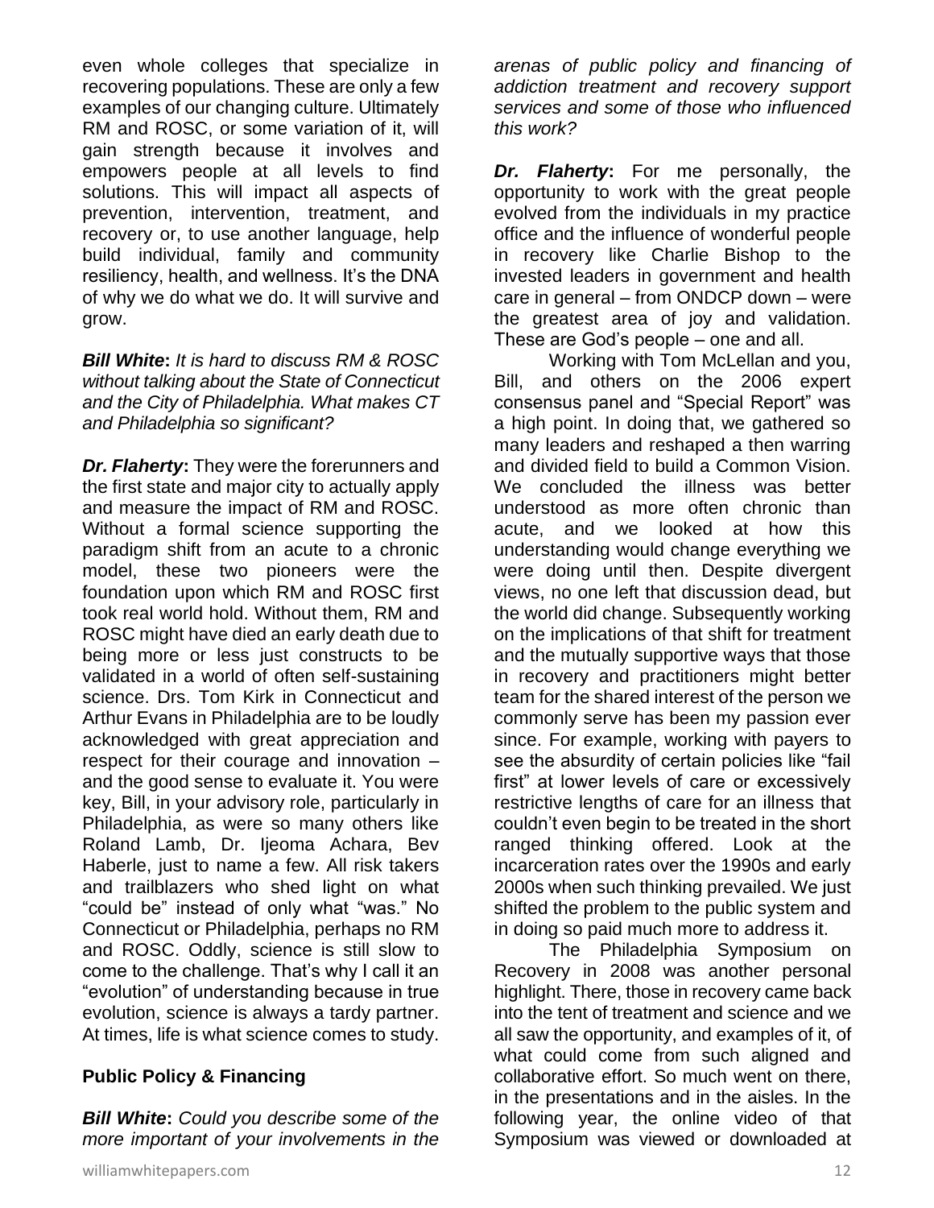even whole colleges that specialize in recovering populations. These are only a few examples of our changing culture. Ultimately RM and ROSC, or some variation of it, will gain strength because it involves and empowers people at all levels to find solutions. This will impact all aspects of prevention, intervention, treatment, and recovery or, to use another language, help build individual, family and community resiliency, health, and wellness. It's the DNA of why we do what we do. It will survive and grow.

***Bill White**: It is hard to discuss RM & ROSC without talking about the State of Connecticut and the City of Philadelphia. What makes CT and Philadelphia so significant?*

***Dr. Flaherty***: They were the forerunners and the first state and major city to actually apply and measure the impact of RM and ROSC. Without a formal science supporting the paradigm shift from an acute to a chronic model, these two pioneers were the foundation upon which RM and ROSC first took real world hold. Without them, RM and ROSC might have died an early death due to being more or less just constructs to be validated in a world of often self-sustaining science. Drs. Tom Kirk in Connecticut and Arthur Evans in Philadelphia are to be loudly acknowledged with great appreciation and respect for their courage and innovation – and the good sense to evaluate it. You were key, Bill, in your advisory role, particularly in Philadelphia, as were so many others like Roland Lamb, Dr. Ijeoma Achara, Bev Haberle, just to name a few. All risk takers and trailblazers who shed light on what "could be" instead of only what "was." No Connecticut or Philadelphia, perhaps no RM and ROSC. Oddly, science is still slow to come to the challenge. That's why I call it an "evolution" of understanding because in true evolution, science is always a tardy partner. At times, life is what science comes to study.

## Public Policy & Financing

***Bill White**: Could you describe some of the more important of your involvements in the arenas of public policy and financing of addiction treatment and recovery support services and some of those who influenced this work?*

***Dr. Flaherty***: For me personally, the opportunity to work with the great people evolved from the individuals in my practice office and the influence of wonderful people in recovery like Charlie Bishop to the invested leaders in government and health care in general – from ONDCP down – were the greatest area of joy and validation. These are God's people – one and all.

Working with Tom McLellan and you, Bill, and others on the 2006 expert consensus panel and "Special Report" was a high point. In doing that, we gathered so many leaders and reshaped a then warring and divided field to build a Common Vision. We concluded the illness was better understood as more often chronic than acute, and we looked at how this understanding would change everything we were doing until then. Despite divergent views, no one left that discussion dead, but the world did change. Subsequently working on the implications of that shift for treatment and the mutually supportive ways that those in recovery and practitioners might better team for the shared interest of the person we commonly serve has been my passion ever since. For example, working with payers to see the absurdity of certain policies like "fail first" at lower levels of care or excessively restrictive lengths of care for an illness that couldn't even begin to be treated in the short ranged thinking offered. Look at the incarceration rates over the 1990s and early 2000s when such thinking prevailed. We just shifted the problem to the public system and in doing so paid much more to address it.

The Philadelphia Symposium on Recovery in 2008 was another personal highlight. There, those in recovery came back into the tent of treatment and science and we all saw the opportunity, and examples of it, of what could come from such aligned and collaborative effort. So much went on there, in the presentations and in the aisles. In the following year, the online video of that Symposium was viewed or downloaded at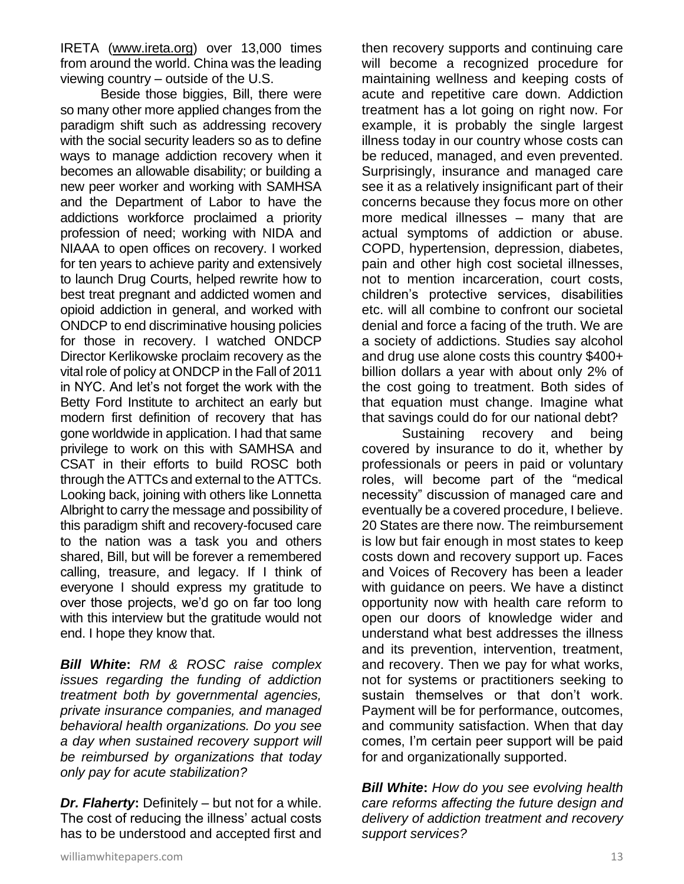IRETA (www.ireta.org) over 13,000 times from around the world. China was the leading viewing country – outside of the U.S.

Beside those biggies, Bill, there were so many other more applied changes from the paradigm shift such as addressing recovery with the social security leaders so as to define ways to manage addiction recovery when it becomes an allowable disability; or building a new peer worker and working with SAMHSA and the Department of Labor to have the addictions workforce proclaimed a priority profession of need; working with NIDA and NIAAA to open offices on recovery. I worked for ten years to achieve parity and extensively to launch Drug Courts, helped rewrite how to best treat pregnant and addicted women and opioid addiction in general, and worked with ONDCP to end discriminative housing policies for those in recovery. I watched ONDCP Director Kerlikowske proclaim recovery as the vital role of policy at ONDCP in the Fall of 2011 in NYC. And let's not forget the work with the Betty Ford Institute to architect an early but modern first definition of recovery that has gone worldwide in application. I had that same privilege to work on this with SAMHSA and CSAT in their efforts to build ROSC both through the ATTCs and external to the ATTCs. Looking back, joining with others like Lonnetta Albright to carry the message and possibility of this paradigm shift and recovery-focused care to the nation was a task you and others shared, Bill, but will be forever a remembered calling, treasure, and legacy. If I think of everyone I should express my gratitude to over those projects, we'd go on far too long with this interview but the gratitude would not end. I hope they know that.

***Bill White**: RM & ROSC raise complex issues regarding the funding of addiction treatment both by governmental agencies, private insurance companies, and managed behavioral health organizations. Do you see a day when sustained recovery support will be reimbursed by organizations that today only pay for acute stabilization?*

***Dr. Flaherty***: Definitely – but not for a while. The cost of reducing the illness' actual costs has to be understood and accepted first and then recovery supports and continuing care will become a recognized procedure for maintaining wellness and keeping costs of acute and repetitive care down. Addiction treatment has a lot going on right now. For example, it is probably the single largest illness today in our country whose costs can be reduced, managed, and even prevented. Surprisingly, insurance and managed care see it as a relatively insignificant part of their concerns because they focus more on other more medical illnesses – many that are actual symptoms of addiction or abuse. COPD, hypertension, depression, diabetes, pain and other high cost societal illnesses, not to mention incarceration, court costs, children's protective services, disabilities etc. will all combine to confront our societal denial and force a facing of the truth. We are a society of addictions. Studies say alcohol and drug use alone costs this country $400+ billion dollars a year with about only 2% of the cost going to treatment. Both sides of that equation must change. Imagine what that savings could do for our national debt?

Sustaining recovery and being covered by insurance to do it, whether by professionals or peers in paid or voluntary roles, will become part of the "medical necessity" discussion of managed care and eventually be a covered procedure, I believe. 20 States are there now. The reimbursement is low but fair enough in most states to keep costs down and recovery support up. Faces and Voices of Recovery has been a leader with guidance on peers. We have a distinct opportunity now with health care reform to open our doors of knowledge wider and understand what best addresses the illness and its prevention, intervention, treatment, and recovery. Then we pay for what works, not for systems or practitioners seeking to sustain themselves or that don't work. Payment will be for performance, outcomes, and community satisfaction. When that day comes, I'm certain peer support will be paid for and organizationally supported.

***Bill White**: How do you see evolving health care reforms affecting the future design and delivery of addiction treatment and recovery support services?*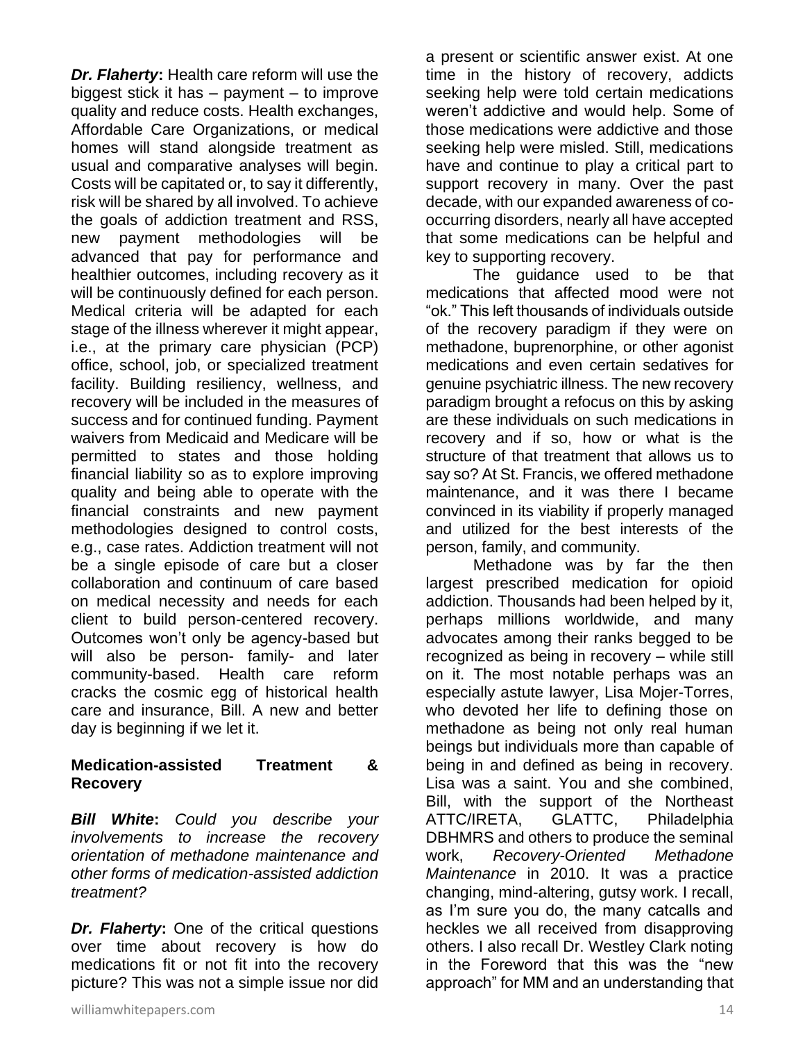***Dr. Flaherty*:** Health care reform will use the biggest stick it has – payment – to improve quality and reduce costs. Health exchanges, Affordable Care Organizations, or medical homes will stand alongside treatment as usual and comparative analyses will begin. Costs will be capitated or, to say it differently, risk will be shared by all involved. To achieve the goals of addiction treatment and RSS, new payment methodologies will be advanced that pay for performance and healthier outcomes, including recovery as it will be continuously defined for each person. Medical criteria will be adapted for each stage of the illness wherever it might appear, i.e., at the primary care physician (PCP) office, school, job, or specialized treatment facility. Building resiliency, wellness, and recovery will be included in the measures of success and for continued funding. Payment waivers from Medicaid and Medicare will be permitted to states and those holding financial liability so as to explore improving quality and being able to operate with the financial constraints and new payment methodologies designed to control costs, e.g., case rates. Addiction treatment will not be a single episode of care but a closer collaboration and continuum of care based on medical necessity and needs for each client to build person-centered recovery. Outcomes won't only be agency-based but will also be person- family- and later community-based. Health care reform cracks the cosmic egg of historical health care and insurance, Bill. A new and better day is beginning if we let it.

**Medication-assisted Treatment & Recovery**

***Bill White*:** *Could you describe your involvements to increase the recovery orientation of methadone maintenance and other forms of medication-assisted addiction treatment?*

***Dr. Flaherty*:** One of the critical questions over time about recovery is how do medications fit or not fit into the recovery picture? This was not a simple issue nor did a present or scientific answer exist. At one time in the history of recovery, addicts seeking help were told certain medications weren't addictive and would help. Some of those medications were addictive and those seeking help were misled. Still, medications have and continue to play a critical part to support recovery in many. Over the past decade, with our expanded awareness of co-occurring disorders, nearly all have accepted that some medications can be helpful and key to supporting recovery.

The guidance used to be that medications that affected mood were not "ok." This left thousands of individuals outside of the recovery paradigm if they were on methadone, buprenorphine, or other agonist medications and even certain sedatives for genuine psychiatric illness. The new recovery paradigm brought a refocus on this by asking are these individuals on such medications in recovery and if so, how or what is the structure of that treatment that allows us to say so? At St. Francis, we offered methadone maintenance, and it was there I became convinced in its viability if properly managed and utilized for the best interests of the person, family, and community.

Methadone was by far the then largest prescribed medication for opioid addiction. Thousands had been helped by it, perhaps millions worldwide, and many advocates among their ranks begged to be recognized as being in recovery – while still on it. The most notable perhaps was an especially astute lawyer, Lisa Mojer-Torres, who devoted her life to defining those on methadone as being not only real human beings but individuals more than capable of being in and defined as being in recovery. Lisa was a saint. You and she combined, Bill, with the support of the Northeast ATTC/IRETA, GLATTC, Philadelphia DBHMRS and others to produce the seminal work, *Recovery-Oriented Methadone Maintenance* in 2010. It was a practice changing, mind-altering, gutsy work. I recall, as I'm sure you do, the many catcalls and heckles we all received from disapproving others. I also recall Dr. Westley Clark noting in the Foreword that this was the "new approach" for MM and an understanding that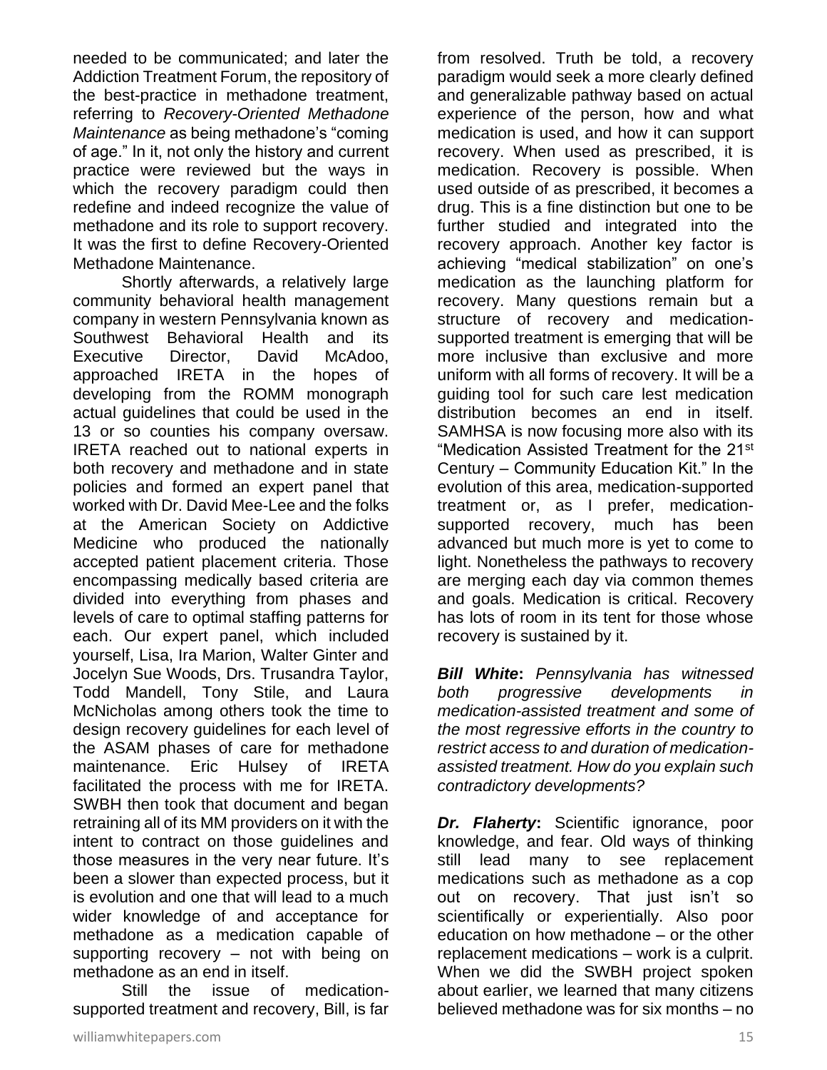needed to be communicated; and later the Addiction Treatment Forum, the repository of the best-practice in methadone treatment, referring to *Recovery-Oriented Methadone Maintenance* as being methadone's "coming of age." In it, not only the history and current practice were reviewed but the ways in which the recovery paradigm could then redefine and indeed recognize the value of methadone and its role to support recovery. It was the first to define Recovery-Oriented Methadone Maintenance.

Shortly afterwards, a relatively large community behavioral health management company in western Pennsylvania known as Southwest Behavioral Health and its Executive Director, David McAdoo, approached IRETA in the hopes of developing from the ROMM monograph actual guidelines that could be used in the 13 or so counties his company oversaw. IRETA reached out to national experts in both recovery and methadone and in state policies and formed an expert panel that worked with Dr. David Mee-Lee and the folks at the American Society on Addictive Medicine who produced the nationally accepted patient placement criteria. Those encompassing medically based criteria are divided into everything from phases and levels of care to optimal staffing patterns for each. Our expert panel, which included yourself, Lisa, Ira Marion, Walter Ginter and Jocelyn Sue Woods, Drs. Trusandra Taylor, Todd Mandell, Tony Stile, and Laura McNicholas among others took the time to design recovery guidelines for each level of the ASAM phases of care for methadone maintenance. Eric Hulsey of IRETA facilitated the process with me for IRETA. SWBH then took that document and began retraining all of its MM providers on it with the intent to contract on those guidelines and those measures in the very near future. It's been a slower than expected process, but it is evolution and one that will lead to a much wider knowledge of and acceptance for methadone as a medication capable of supporting recovery – not with being on methadone as an end in itself.

Still the issue of medication-supported treatment and recovery, Bill, is far from resolved. Truth be told, a recovery paradigm would seek a more clearly defined and generalizable pathway based on actual experience of the person, how and what medication is used, and how it can support recovery. When used as prescribed, it is medication. Recovery is possible. When used outside of as prescribed, it becomes a drug. This is a fine distinction but one to be further studied and integrated into the recovery approach. Another key factor is achieving "medical stabilization" on one's medication as the launching platform for recovery. Many questions remain but a structure of recovery and medication-supported treatment is emerging that will be more inclusive than exclusive and more uniform with all forms of recovery. It will be a guiding tool for such care lest medication distribution becomes an end in itself. SAMHSA is now focusing more also with its "Medication Assisted Treatment for the 21st Century – Community Education Kit." In the evolution of this area, medication-supported treatment or, as I prefer, medication-supported recovery, much has been advanced but much more is yet to come to light. Nonetheless the pathways to recovery are merging each day via common themes and goals. Medication is critical. Recovery has lots of room in its tent for those whose recovery is sustained by it.

***Bill White**: Pennsylvania has witnessed both progressive developments in medication-assisted treatment and some of the most regressive efforts in the country to restrict access to and duration of medication-assisted treatment. How do you explain such contradictory developments?*

***Dr. Flaherty*:** Scientific ignorance, poor knowledge, and fear. Old ways of thinking still lead many to see replacement medications such as methadone as a cop out on recovery. That just isn't so scientifically or experientially. Also poor education on how methadone – or the other replacement medications – work is a culprit. When we did the SWBH project spoken about earlier, we learned that many citizens believed methadone was for six months – no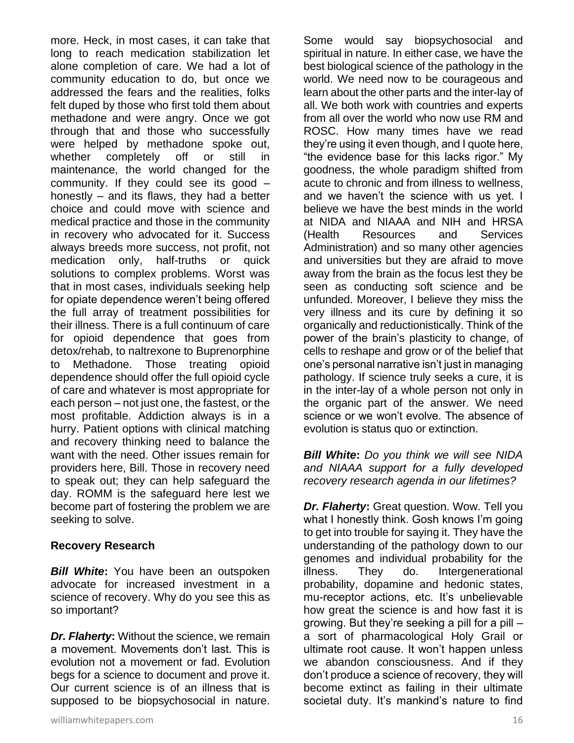more. Heck, in most cases, it can take that long to reach medication stabilization let alone completion of care. We had a lot of community education to do, but once we addressed the fears and the realities, folks felt duped by those who first told them about methadone and were angry. Once we got through that and those who successfully were helped by methadone spoke out, whether completely off or still in maintenance, the world changed for the community. If they could see its good – honestly – and its flaws, they had a better choice and could move with science and medical practice and those in the community in recovery who advocated for it. Success always breeds more success, not profit, not medication only, half-truths or quick solutions to complex problems. Worst was that in most cases, individuals seeking help for opiate dependence weren't being offered the full array of treatment possibilities for their illness. There is a full continuum of care for opioid dependence that goes from detox/rehab, to naltrexone to Buprenorphine to Methadone. Those treating opioid dependence should offer the full opioid cycle of care and whatever is most appropriate for each person – not just one, the fastest, or the most profitable. Addiction always is in a hurry. Patient options with clinical matching and recovery thinking need to balance the want with the need. Other issues remain for providers here, Bill. Those in recovery need to speak out; they can help safeguard the day. ROMM is the safeguard here lest we become part of fostering the problem we are seeking to solve.

**Recovery Research**

***Bill White*:** You have been an outspoken advocate for increased investment in a science of recovery. Why do you see this as so important?

***Dr. Flaherty*:** Without the science, we remain a movement. Movements don't last. This is evolution not a movement or fad. Evolution begs for a science to document and prove it. Our current science is of an illness that is supposed to be biopsychosocial in nature. Some would say biopsychosocial and spiritual in nature. In either case, we have the best biological science of the pathology in the world. We need now to be courageous and learn about the other parts and the inter-lay of all. We both work with countries and experts from all over the world who now use RM and ROSC. How many times have we read they're using it even though, and I quote here, "the evidence base for this lacks rigor." My goodness, the whole paradigm shifted from acute to chronic and from illness to wellness, and we haven't the science with us yet. I believe we have the best minds in the world at NIDA and NIAAA and NIH and HRSA (Health Resources and Services Administration) and so many other agencies and universities but they are afraid to move away from the brain as the focus lest they be seen as conducting soft science and be unfunded. Moreover, I believe they miss the very illness and its cure by defining it so organically and reductionistically. Think of the power of the brain's plasticity to change, of cells to reshape and grow or of the belief that one's personal narrative isn't just in managing pathology. If science truly seeks a cure, it is in the inter-lay of a whole person not only in the organic part of the answer. We need science or we won't evolve. The absence of evolution is status quo or extinction.

***Bill White*:** *Do you think we will see NIDA and NIAAA support for a fully developed recovery research agenda in our lifetimes?*

***Dr. Flaherty*:** Great question. Wow. Tell you what I honestly think. Gosh knows I'm going to get into trouble for saying it. They have the understanding of the pathology down to our genomes and individual probability for the illness. They do. Intergenerational probability, dopamine and hedonic states, mu-receptor actions, etc. It's unbelievable how great the science is and how fast it is growing. But they're seeking a pill for a pill – a sort of pharmacological Holy Grail or ultimate root cause. It won't happen unless we abandon consciousness. And if they don't produce a science of recovery, they will become extinct as failing in their ultimate societal duty. It's mankind's nature to find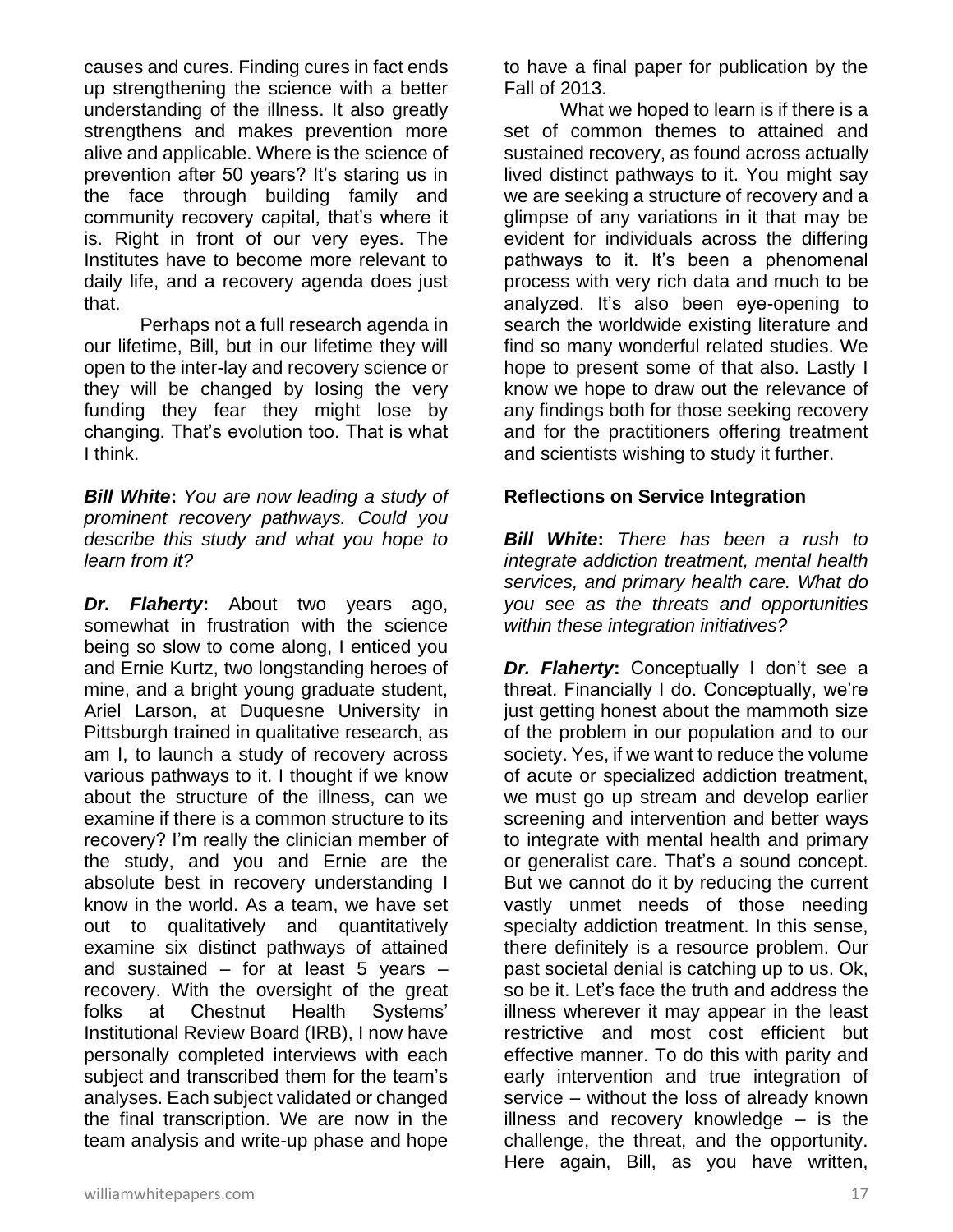causes and cures. Finding cures in fact ends up strengthening the science with a better understanding of the illness. It also greatly strengthens and makes prevention more alive and applicable. Where is the science of prevention after 50 years? It's staring us in the face through building family and community recovery capital, that's where it is. Right in front of our very eyes. The Institutes have to become more relevant to daily life, and a recovery agenda does just that.

Perhaps not a full research agenda in our lifetime, Bill, but in our lifetime they will open to the inter-lay and recovery science or they will be changed by losing the very funding they fear they might lose by changing. That's evolution too. That is what I think.

***Bill White***: *You are now leading a study of prominent recovery pathways. Could you describe this study and what you hope to learn from it?*

***Dr. Flaherty***: About two years ago, somewhat in frustration with the science being so slow to come along, I enticed you and Ernie Kurtz, two longstanding heroes of mine, and a bright young graduate student, Ariel Larson, at Duquesne University in Pittsburgh trained in qualitative research, as am I, to launch a study of recovery across various pathways to it. I thought if we know about the structure of the illness, can we examine if there is a common structure to its recovery? I'm really the clinician member of the study, and you and Ernie are the absolute best in recovery understanding I know in the world. As a team, we have set out to qualitatively and quantitatively examine six distinct pathways of attained and sustained – for at least 5 years – recovery. With the oversight of the great folks at Chestnut Health Systems' Institutional Review Board (IRB), I now have personally completed interviews with each subject and transcribed them for the team's analyses. Each subject validated or changed the final transcription. We are now in the team analysis and write-up phase and hope to have a final paper for publication by the Fall of 2013.

What we hoped to learn is if there is a set of common themes to attained and sustained recovery, as found across actually lived distinct pathways to it. You might say we are seeking a structure of recovery and a glimpse of any variations in it that may be evident for individuals across the differing pathways to it. It's been a phenomenal process with very rich data and much to be analyzed. It's also been eye-opening to search the worldwide existing literature and find so many wonderful related studies. We hope to present some of that also. Lastly I know we hope to draw out the relevance of any findings both for those seeking recovery and for the practitioners offering treatment and scientists wishing to study it further.

## Reflections on Service Integration

***Bill White***: *There has been a rush to integrate addiction treatment, mental health services, and primary health care. What do you see as the threats and opportunities within these integration initiatives?*

***Dr. Flaherty***: Conceptually I don't see a threat. Financially I do. Conceptually, we're just getting honest about the mammoth size of the problem in our population and to our society. Yes, if we want to reduce the volume of acute or specialized addiction treatment, we must go up stream and develop earlier screening and intervention and better ways to integrate with mental health and primary or generalist care. That's a sound concept. But we cannot do it by reducing the current vastly unmet needs of those needing specialty addiction treatment. In this sense, there definitely is a resource problem. Our past societal denial is catching up to us. Ok, so be it. Let's face the truth and address the illness wherever it may appear in the least restrictive and most cost efficient but effective manner. To do this with parity and early intervention and true integration of service – without the loss of already known illness and recovery knowledge – is the challenge, the threat, and the opportunity. Here again, Bill, as you have written,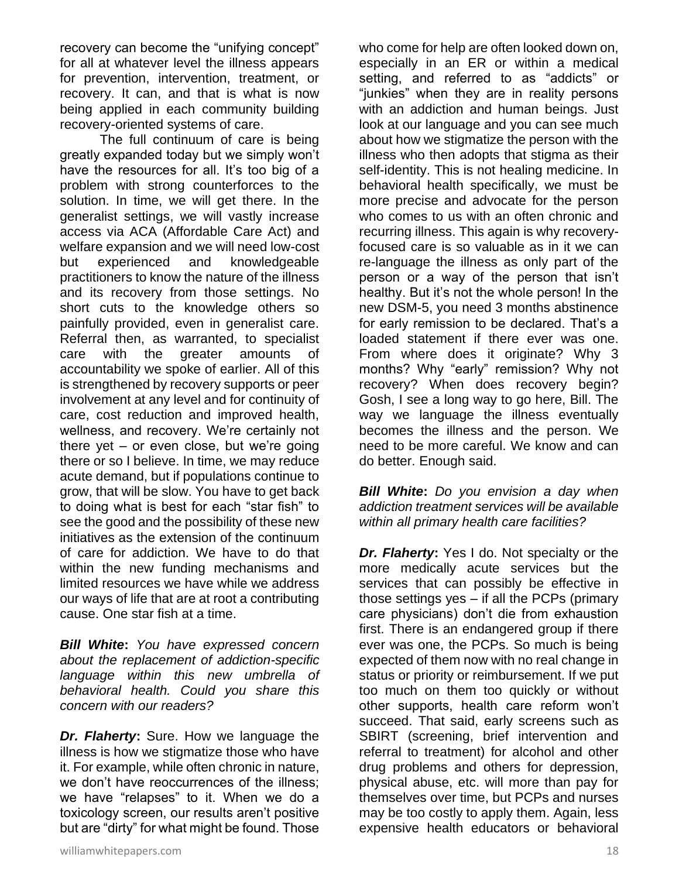recovery can become the "unifying concept" for all at whatever level the illness appears for prevention, intervention, treatment, or recovery. It can, and that is what is now being applied in each community building recovery-oriented systems of care.

The full continuum of care is being greatly expanded today but we simply won't have the resources for all. It's too big of a problem with strong counterforces to the solution. In time, we will get there. In the generalist settings, we will vastly increase access via ACA (Affordable Care Act) and welfare expansion and we will need low-cost but experienced and knowledgeable practitioners to know the nature of the illness and its recovery from those settings. No short cuts to the knowledge others so painfully provided, even in generalist care. Referral then, as warranted, to specialist care with the greater amounts of accountability we spoke of earlier. All of this is strengthened by recovery supports or peer involvement at any level and for continuity of care, cost reduction and improved health, wellness, and recovery. We're certainly not there yet – or even close, but we're going there or so I believe. In time, we may reduce acute demand, but if populations continue to grow, that will be slow. You have to get back to doing what is best for each "star fish" to see the good and the possibility of these new initiatives as the extension of the continuum of care for addiction. We have to do that within the new funding mechanisms and limited resources we have while we address our ways of life that are at root a contributing cause. One star fish at a time.

***Bill White*:** *You have expressed concern about the replacement of addiction-specific language within this new umbrella of behavioral health. Could you share this concern with our readers?*

***Dr. Flaherty*:** Sure. How we language the illness is how we stigmatize those who have it. For example, while often chronic in nature, we don't have reoccurrences of the illness; we have "relapses" to it. When we do a toxicology screen, our results aren't positive but are "dirty" for what might be found. Those who come for help are often looked down on, especially in an ER or within a medical setting, and referred to as "addicts" or "junkies" when they are in reality persons with an addiction and human beings. Just look at our language and you can see much about how we stigmatize the person with the illness who then adopts that stigma as their self-identity. This is not healing medicine. In behavioral health specifically, we must be more precise and advocate for the person who comes to us with an often chronic and recurring illness. This again is why recovery-focused care is so valuable as in it we can re-language the illness as only part of the person or a way of the person that isn't healthy. But it's not the whole person! In the new DSM-5, you need 3 months abstinence for early remission to be declared. That's a loaded statement if there ever was one. From where does it originate? Why 3 months? Why "early" remission? Why not recovery? When does recovery begin? Gosh, I see a long way to go here, Bill. The way we language the illness eventually becomes the illness and the person. We need to be more careful. We know and can do better. Enough said.

***Bill White*:** *Do you envision a day when addiction treatment services will be available within all primary health care facilities?*

***Dr. Flaherty*:** Yes I do. Not specialty or the more medically acute services but the services that can possibly be effective in those settings yes – if all the PCPs (primary care physicians) don't die from exhaustion first. There is an endangered group if there ever was one, the PCPs. So much is being expected of them now with no real change in status or priority or reimbursement. If we put too much on them too quickly or without other supports, health care reform won't succeed. That said, early screens such as SBIRT (screening, brief intervention and referral to treatment) for alcohol and other drug problems and others for depression, physical abuse, etc. will more than pay for themselves over time, but PCPs and nurses may be too costly to apply them. Again, less expensive health educators or behavioral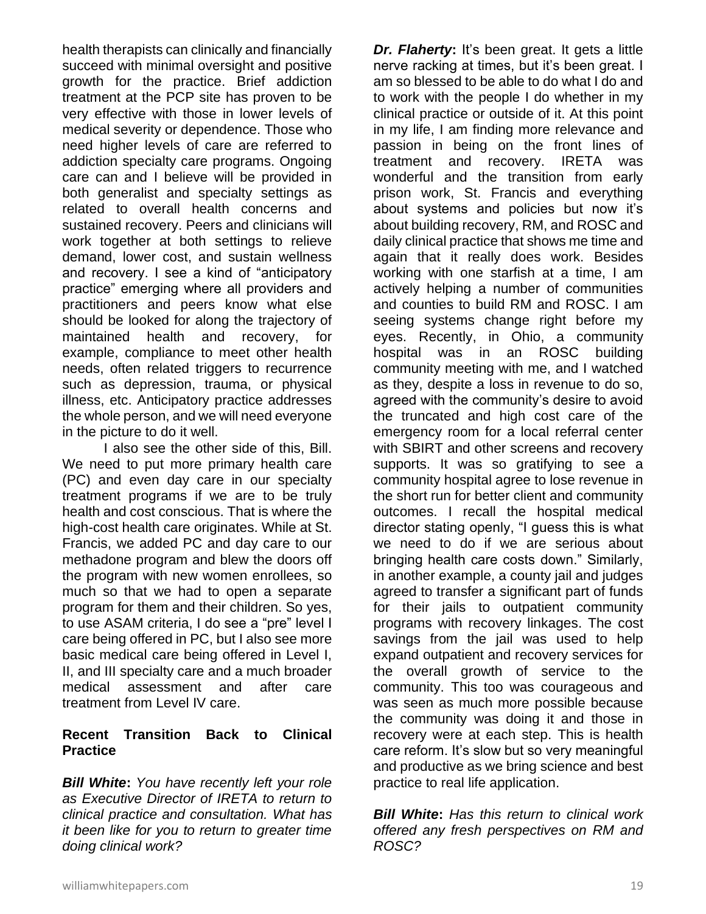health therapists can clinically and financially succeed with minimal oversight and positive growth for the practice. Brief addiction treatment at the PCP site has proven to be very effective with those in lower levels of medical severity or dependence. Those who need higher levels of care are referred to addiction specialty care programs. Ongoing care can and I believe will be provided in both generalist and specialty settings as related to overall health concerns and sustained recovery. Peers and clinicians will work together at both settings to relieve demand, lower cost, and sustain wellness and recovery. I see a kind of "anticipatory practice" emerging where all providers and practitioners and peers know what else should be looked for along the trajectory of maintained health and recovery, for example, compliance to meet other health needs, often related triggers to recurrence such as depression, trauma, or physical illness, etc. Anticipatory practice addresses the whole person, and we will need everyone in the picture to do it well.

I also see the other side of this, Bill. We need to put more primary health care (PC) and even day care in our specialty treatment programs if we are to be truly health and cost conscious. That is where the high-cost health care originates. While at St. Francis, we added PC and day care to our methadone program and blew the doors off the program with new women enrollees, so much so that we had to open a separate program for them and their children. So yes, to use ASAM criteria, I do see a "pre" level I care being offered in PC, but I also see more basic medical care being offered in Level I, II, and III specialty care and a much broader medical assessment and after care treatment from Level IV care.

**Recent Transition Back to Clinical Practice**

***Bill White*****:** *You have recently left your role as Executive Director of IRETA to return to clinical practice and consultation. What has it been like for you to return to greater time doing clinical work?*

***Dr. Flaherty*****:** It's been great. It gets a little nerve racking at times, but it's been great. I am so blessed to be able to do what I do and to work with the people I do whether in my clinical practice or outside of it. At this point in my life, I am finding more relevance and passion in being on the front lines of treatment and recovery. IRETA was wonderful and the transition from early prison work, St. Francis and everything about systems and policies but now it's about building recovery, RM, and ROSC and daily clinical practice that shows me time and again that it really does work. Besides working with one starfish at a time, I am actively helping a number of communities and counties to build RM and ROSC. I am seeing systems change right before my eyes. Recently, in Ohio, a community hospital was in an ROSC building community meeting with me, and I watched as they, despite a loss in revenue to do so, agreed with the community's desire to avoid the truncated and high cost care of the emergency room for a local referral center with SBIRT and other screens and recovery supports. It was so gratifying to see a community hospital agree to lose revenue in the short run for better client and community outcomes. I recall the hospital medical director stating openly, "I guess this is what we need to do if we are serious about bringing health care costs down." Similarly, in another example, a county jail and judges agreed to transfer a significant part of funds for their jails to outpatient community programs with recovery linkages. The cost savings from the jail was used to help expand outpatient and recovery services for the overall growth of service to the community. This too was courageous and was seen as much more possible because the community was doing it and those in recovery were at each step. This is health care reform. It's slow but so very meaningful and productive as we bring science and best practice to real life application.

***Bill White*****:** *Has this return to clinical work offered any fresh perspectives on RM and ROSC?*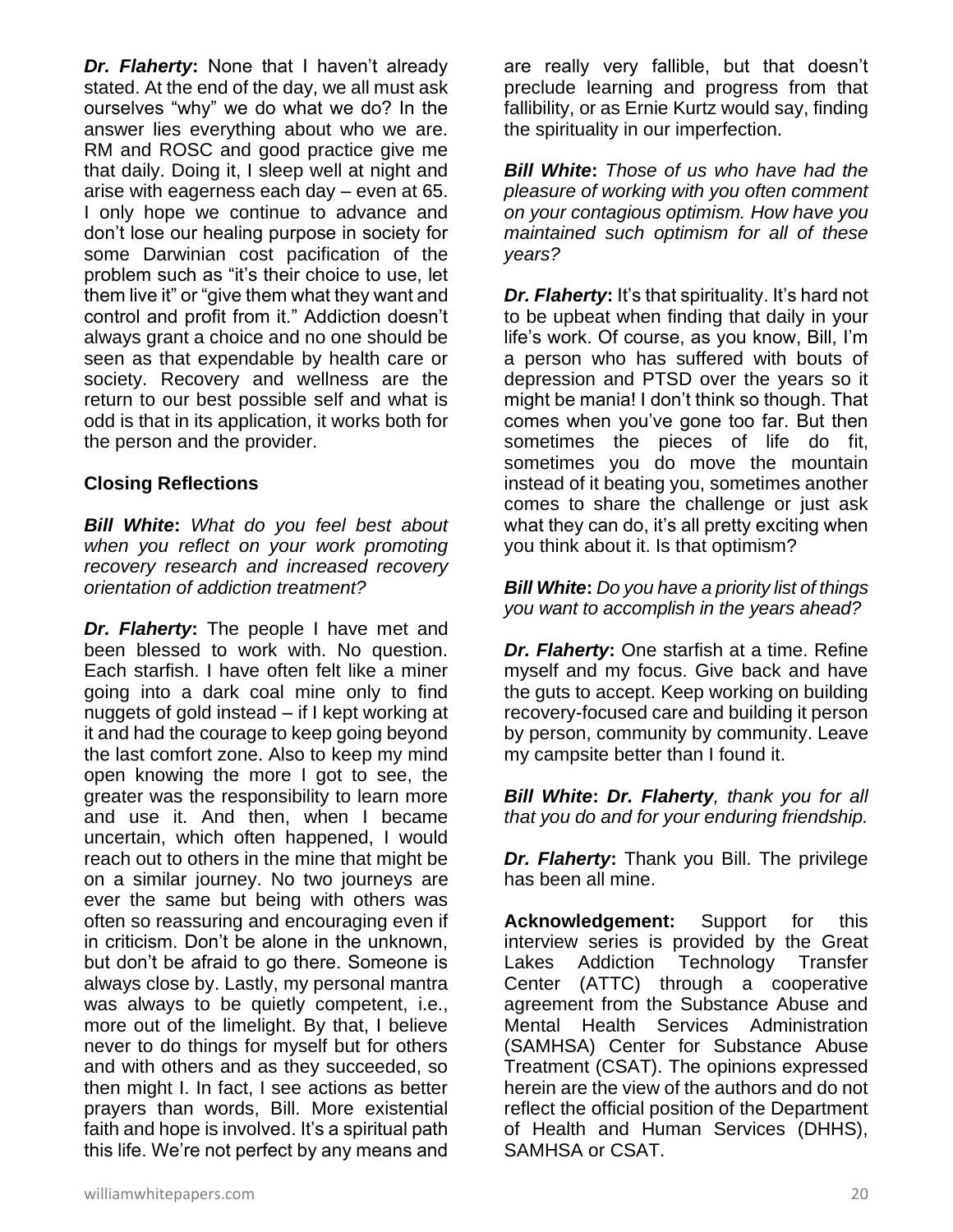***Dr. Flaherty*:** None that I haven't already stated. At the end of the day, we all must ask ourselves "why" we do what we do? In the answer lies everything about who we are. RM and ROSC and good practice give me that daily. Doing it, I sleep well at night and arise with eagerness each day – even at 65. I only hope we continue to advance and don't lose our healing purpose in society for some Darwinian cost pacification of the problem such as "it's their choice to use, let them live it" or "give them what they want and control and profit from it." Addiction doesn't always grant a choice and no one should be seen as that expendable by health care or society. Recovery and wellness are the return to our best possible self and what is odd is that in its application, it works both for the person and the provider.

**Closing Reflections**

***Bill White*:** *What do you feel best about when you reflect on your work promoting recovery research and increased recovery orientation of addiction treatment?*

***Dr. Flaherty*:** The people I have met and been blessed to work with. No question. Each starfish. I have often felt like a miner going into a dark coal mine only to find nuggets of gold instead – if I kept working at it and had the courage to keep going beyond the last comfort zone. Also to keep my mind open knowing the more I got to see, the greater was the responsibility to learn more and use it. And then, when I became uncertain, which often happened, I would reach out to others in the mine that might be on a similar journey. No two journeys are ever the same but being with others was often so reassuring and encouraging even if in criticism. Don't be alone in the unknown, but don't be afraid to go there. Someone is always close by. Lastly, my personal mantra was always to be quietly competent, i.e., more out of the limelight. By that, I believe never to do things for myself but for others and with others and as they succeeded, so then might I. In fact, I see actions as better prayers than words, Bill. More existential faith and hope is involved. It's a spiritual path this life. We're not perfect by any means and are really very fallible, but that doesn't preclude learning and progress from that fallibility, or as Ernie Kurtz would say, finding the spirituality in our imperfection.

***Bill White*:** *Those of us who have had the pleasure of working with you often comment on your contagious optimism. How have you maintained such optimism for all of these years?*

***Dr. Flaherty*:** It's that spirituality. It's hard not to be upbeat when finding that daily in your life's work. Of course, as you know, Bill, I'm a person who has suffered with bouts of depression and PTSD over the years so it might be mania! I don't think so though. That comes when you've gone too far. But then sometimes the pieces of life do fit, sometimes you do move the mountain instead of it beating you, sometimes another comes to share the challenge or just ask what they can do, it's all pretty exciting when you think about it. Is that optimism?

***Bill White*:** *Do you have a priority list of things you want to accomplish in the years ahead?*

***Dr. Flaherty*:** One starfish at a time. Refine myself and my focus. Give back and have the guts to accept. Keep working on building recovery-focused care and building it person by person, community by community. Leave my campsite better than I found it.

***Bill White*:** ***Dr. Flaherty****, thank you for all that you do and for your enduring friendship.*

***Dr. Flaherty*:** Thank you Bill. The privilege has been all mine.

**Acknowledgement:** Support for this interview series is provided by the Great Lakes Addiction Technology Transfer Center (ATTC) through a cooperative agreement from the Substance Abuse and Mental Health Services Administration (SAMHSA) Center for Substance Abuse Treatment (CSAT). The opinions expressed herein are the view of the authors and do not reflect the official position of the Department of Health and Human Services (DHHS), SAMHSA or CSAT.